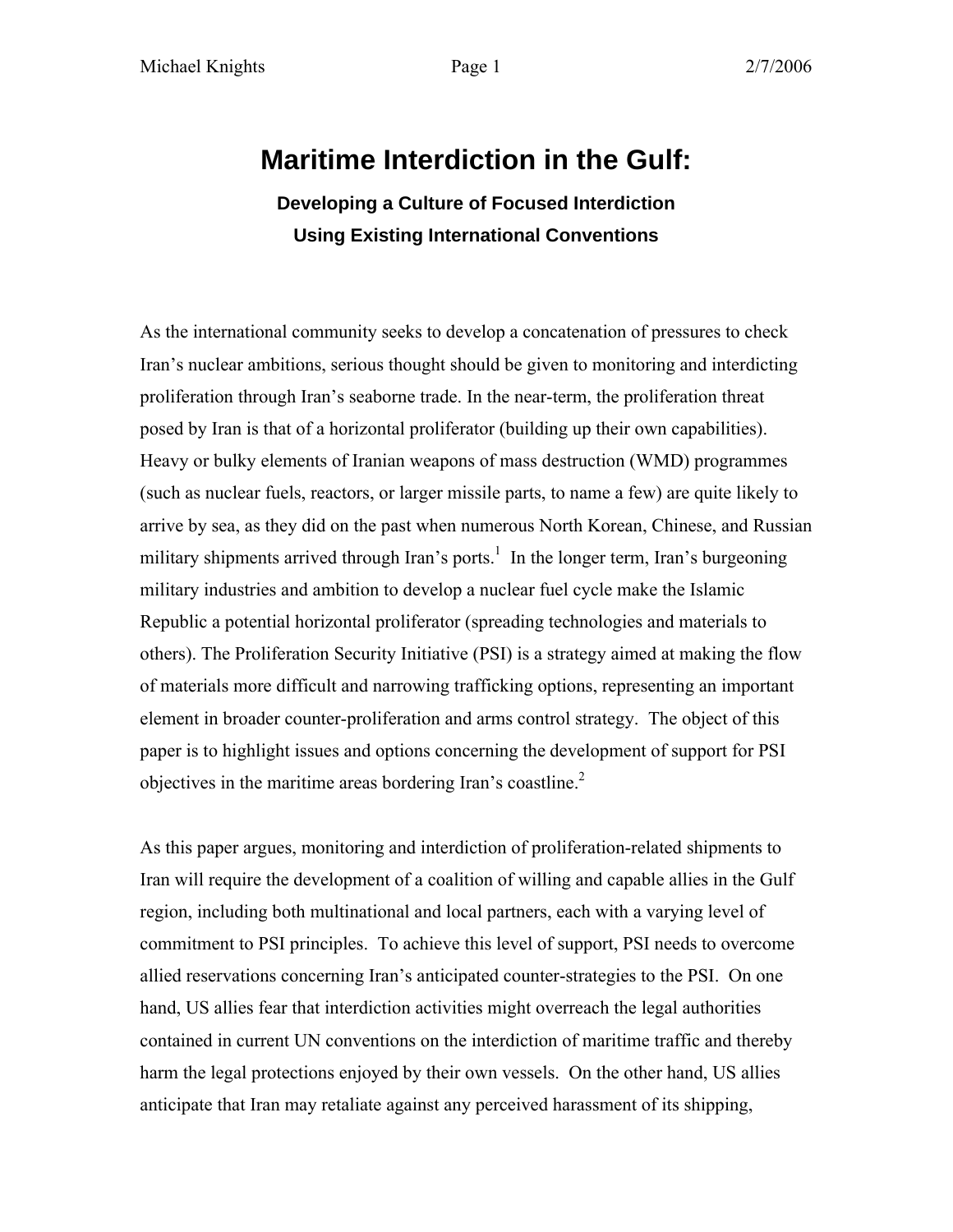# Maritime Interdiction in the Gulf:

### Developing a Culture of Focused Interdiction Using Existing International Conventions

As the international community seeks to develop a concatenation of pressures to check Iran's nuclear ambitions, serious thought should be given to monitoring and interdicting proliferation through Iran's seaborne trade. In the near-term, the proliferation threat posed by Iran is that of a horizontal proliferator (building up their own capabilities). Heavy or bulky elements of Iranian weapons of mass destruction (WMD) programmes (such as nuclear fuels, reactors, or larger missile parts, to name a few) are quite likely to arrive by sea, as they did on the past when numerous North Korean, Chinese, and Russian military shipments arrived through Iran's ports.[1] In the longer term, Iran's burgeoning military industries and ambition to develop a nuclear fuel cycle make the Islamic Republic a potential horizontal proliferator (spreading technologies and materials to others). The Proliferation Security Initiative (PSI) is a strategy aimed at making the flow of materials more difficult and narrowing trafficking options, representing an important element in broader counter-proliferation and arms control strategy. The object of this paper is to highlight issues and options concerning the development of support for PSI objectives in the maritime areas bordering Iran's coastline.[2]

As this paper argues, monitoring and interdiction of proliferation-related shipments to Iran will require the development of a coalition of willing and capable allies in the Gulf region, including both multinational and local partners, each with a varying level of commitment to PSI principles. To achieve this level of support, PSI needs to overcome allied reservations concerning Iran's anticipated counter-strategies to the PSI. On one hand, US allies fear that interdiction activities might overreach the legal authorities contained in current UN conventions on the interdiction of maritime traffic and thereby harm the legal protections enjoyed by their own vessels. On the other hand, US allies anticipate that Iran may retaliate against any perceived harassment of its shipping,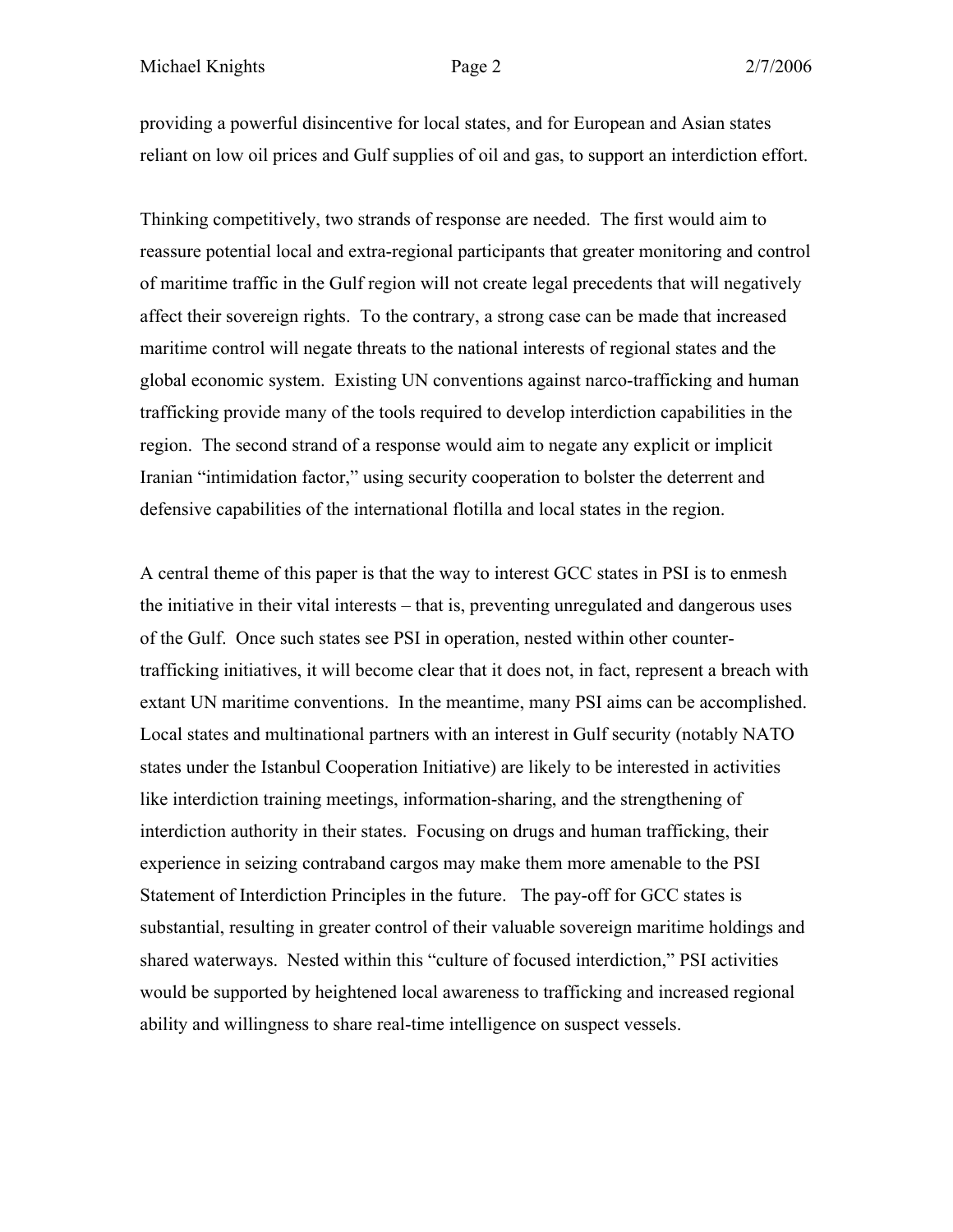providing a powerful disincentive for local states, and for European and Asian states reliant on low oil prices and Gulf supplies of oil and gas, to support an interdiction effort.

Thinking competitively, two strands of response are needed. The first would aim to reassure potential local and extra-regional participants that greater monitoring and control of maritime traffic in the Gulf region will not create legal precedents that will negatively affect their sovereign rights. To the contrary, a strong case can be made that increased maritime control will negate threats to the national interests of regional states and the global economic system. Existing UN conventions against narco-trafficking and human trafficking provide many of the tools required to develop interdiction capabilities in the region. The second strand of a response would aim to negate any explicit or implicit Iranian "intimidation factor," using security cooperation to bolster the deterrent and defensive capabilities of the international flotilla and local states in the region.

A central theme of this paper is that the way to interest GCC states in PSI is to enmesh the initiative in their vital interests – that is, preventing unregulated and dangerous uses of the Gulf. Once such states see PSI in operation, nested within other counter-trafficking initiatives, it will become clear that it does not, in fact, represent a breach with extant UN maritime conventions. In the meantime, many PSI aims can be accomplished. Local states and multinational partners with an interest in Gulf security (notably NATO states under the Istanbul Cooperation Initiative) are likely to be interested in activities like interdiction training meetings, information-sharing, and the strengthening of interdiction authority in their states. Focusing on drugs and human trafficking, their experience in seizing contraband cargos may make them more amenable to the PSI Statement of Interdiction Principles in the future. The pay-off for GCC states is substantial, resulting in greater control of their valuable sovereign maritime holdings and shared waterways. Nested within this "culture of focused interdiction," PSI activities would be supported by heightened local awareness to trafficking and increased regional ability and willingness to share real-time intelligence on suspect vessels.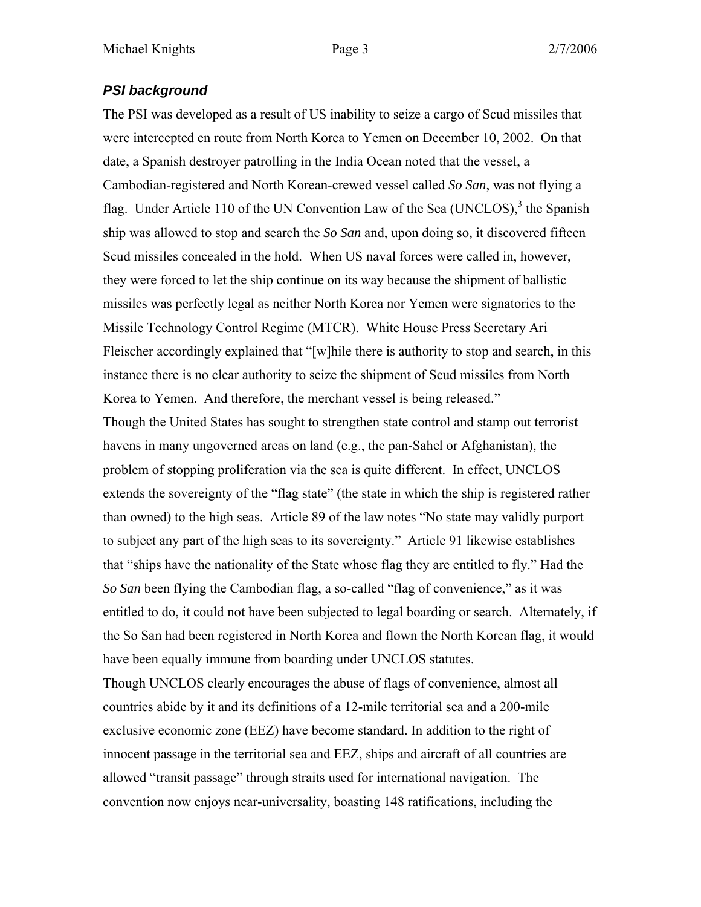### ***PSI background***

The PSI was developed as a result of US inability to seize a cargo of Scud missiles that were intercepted en route from North Korea to Yemen on December 10, 2002. On that date, a Spanish destroyer patrolling in the India Ocean noted that the vessel, a Cambodian-registered and North Korean-crewed vessel called *So San*, was not flying a flag. Under Article 110 of the UN Convention Law of the Sea (UNCLOS),[3] the Spanish ship was allowed to stop and search the *So San* and, upon doing so, it discovered fifteen Scud missiles concealed in the hold. When US naval forces were called in, however, they were forced to let the ship continue on its way because the shipment of ballistic missiles was perfectly legal as neither North Korea nor Yemen were signatories to the Missile Technology Control Regime (MTCR). White House Press Secretary Ari Fleischer accordingly explained that "[w]hile there is authority to stop and search, in this instance there is no clear authority to seize the shipment of Scud missiles from North Korea to Yemen. And therefore, the merchant vessel is being released."

Though the United States has sought to strengthen state control and stamp out terrorist havens in many ungoverned areas on land (e.g., the pan-Sahel or Afghanistan), the problem of stopping proliferation via the sea is quite different. In effect, UNCLOS extends the sovereignty of the "flag state" (the state in which the ship is registered rather than owned) to the high seas. Article 89 of the law notes "No state may validly purport to subject any part of the high seas to its sovereignty." Article 91 likewise establishes that "ships have the nationality of the State whose flag they are entitled to fly." Had the *So San* been flying the Cambodian flag, a so-called "flag of convenience," as it was entitled to do, it could not have been subjected to legal boarding or search. Alternately, if the So San had been registered in North Korea and flown the North Korean flag, it would have been equally immune from boarding under UNCLOS statutes.

Though UNCLOS clearly encourages the abuse of flags of convenience, almost all countries abide by it and its definitions of a 12-mile territorial sea and a 200-mile exclusive economic zone (EEZ) have become standard. In addition to the right of innocent passage in the territorial sea and EEZ, ships and aircraft of all countries are allowed "transit passage" through straits used for international navigation. The convention now enjoys near-universality, boasting 148 ratifications, including the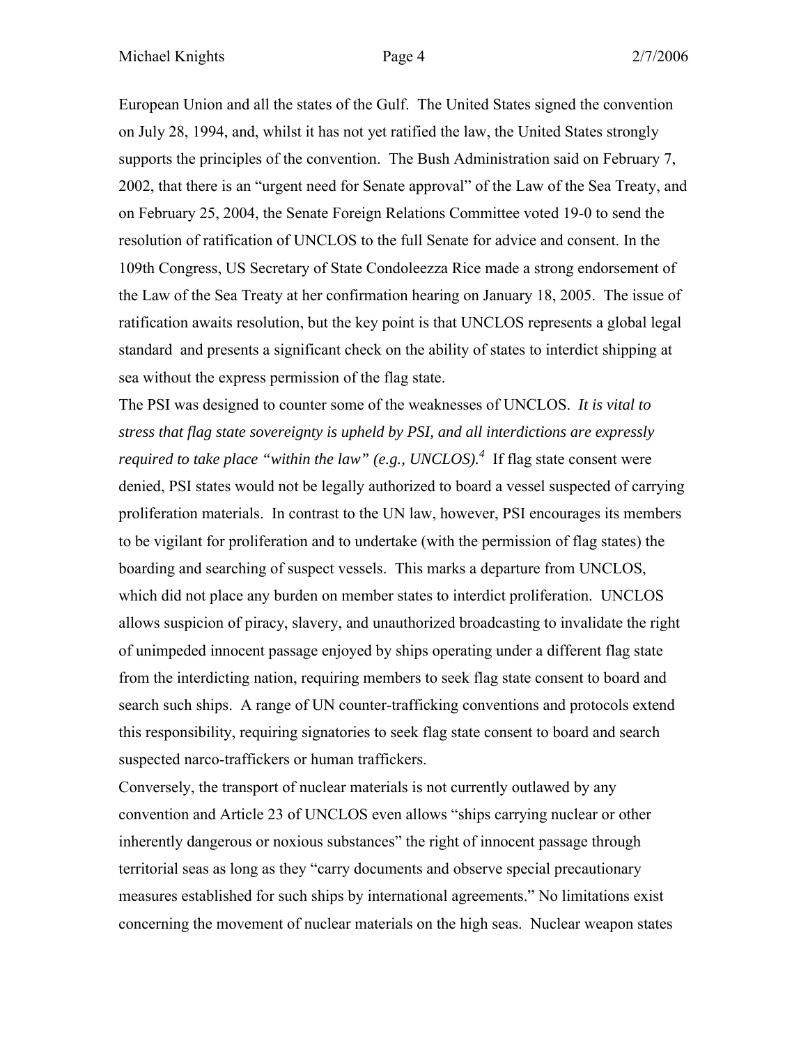European Union and all the states of the Gulf. The United States signed the convention on July 28, 1994, and, whilst it has not yet ratified the law, the United States strongly supports the principles of the convention. The Bush Administration said on February 7, 2002, that there is an "urgent need for Senate approval" of the Law of the Sea Treaty, and on February 25, 2004, the Senate Foreign Relations Committee voted 19-0 to send the resolution of ratification of UNCLOS to the full Senate for advice and consent. In the 109th Congress, US Secretary of State Condoleezza Rice made a strong endorsement of the Law of the Sea Treaty at her confirmation hearing on January 18, 2005. The issue of ratification awaits resolution, but the key point is that UNCLOS represents a global legal standard and presents a significant check on the ability of states to interdict shipping at sea without the express permission of the flag state.

The PSI was designed to counter some of the weaknesses of UNCLOS. *It is vital to stress that flag state sovereignty is upheld by PSI, and all interdictions are expressly required to take place "within the law" (e.g., UNCLOS).*[4] If flag state consent were denied, PSI states would not be legally authorized to board a vessel suspected of carrying proliferation materials. In contrast to the UN law, however, PSI encourages its members to be vigilant for proliferation and to undertake (with the permission of flag states) the boarding and searching of suspect vessels. This marks a departure from UNCLOS, which did not place any burden on member states to interdict proliferation. UNCLOS allows suspicion of piracy, slavery, and unauthorized broadcasting to invalidate the right of unimpeded innocent passage enjoyed by ships operating under a different flag state from the interdicting nation, requiring members to seek flag state consent to board and search such ships. A range of UN counter-trafficking conventions and protocols extend this responsibility, requiring signatories to seek flag state consent to board and search suspected narco-traffickers or human traffickers.

Conversely, the transport of nuclear materials is not currently outlawed by any convention and Article 23 of UNCLOS even allows "ships carrying nuclear or other inherently dangerous or noxious substances" the right of innocent passage through territorial seas as long as they "carry documents and observe special precautionary measures established for such ships by international agreements." No limitations exist concerning the movement of nuclear materials on the high seas. Nuclear weapon states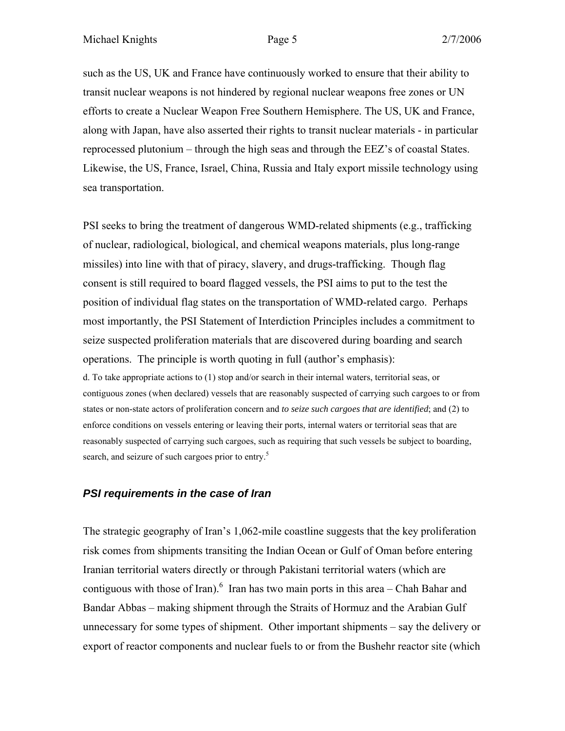such as the US, UK and France have continuously worked to ensure that their ability to transit nuclear weapons is not hindered by regional nuclear weapons free zones or UN efforts to create a Nuclear Weapon Free Southern Hemisphere. The US, UK and France, along with Japan, have also asserted their rights to transit nuclear materials - in particular reprocessed plutonium – through the high seas and through the EEZ's of coastal States. Likewise, the US, France, Israel, China, Russia and Italy export missile technology using sea transportation.

PSI seeks to bring the treatment of dangerous WMD-related shipments (e.g., trafficking of nuclear, radiological, biological, and chemical weapons materials, plus long-range missiles) into line with that of piracy, slavery, and drugs-trafficking. Though flag consent is still required to board flagged vessels, the PSI aims to put to the test the position of individual flag states on the transportation of WMD-related cargo. Perhaps most importantly, the PSI Statement of Interdiction Principles includes a commitment to seize suspected proliferation materials that are discovered during boarding and search operations. The principle is worth quoting in full (author's emphasis):

> d. To take appropriate actions to (1) stop and/or search in their internal waters, territorial seas, or contiguous zones (when declared) vessels that are reasonably suspected of carrying such cargoes to or from states or non-state actors of proliferation concern and *to seize such cargoes that are identified*; and (2) to enforce conditions on vessels entering or leaving their ports, internal waters or territorial seas that are reasonably suspected of carrying such cargoes, such as requiring that such vessels be subject to boarding, search, and seizure of such cargoes prior to entry.[5]

### *PSI requirements in the case of Iran*

The strategic geography of Iran's 1,062-mile coastline suggests that the key proliferation risk comes from shipments transiting the Indian Ocean or Gulf of Oman before entering Iranian territorial waters directly or through Pakistani territorial waters (which are contiguous with those of Iran).[6] Iran has two main ports in this area – Chah Bahar and Bandar Abbas – making shipment through the Straits of Hormuz and the Arabian Gulf unnecessary for some types of shipment. Other important shipments – say the delivery or export of reactor components and nuclear fuels to or from the Bushehr reactor site (which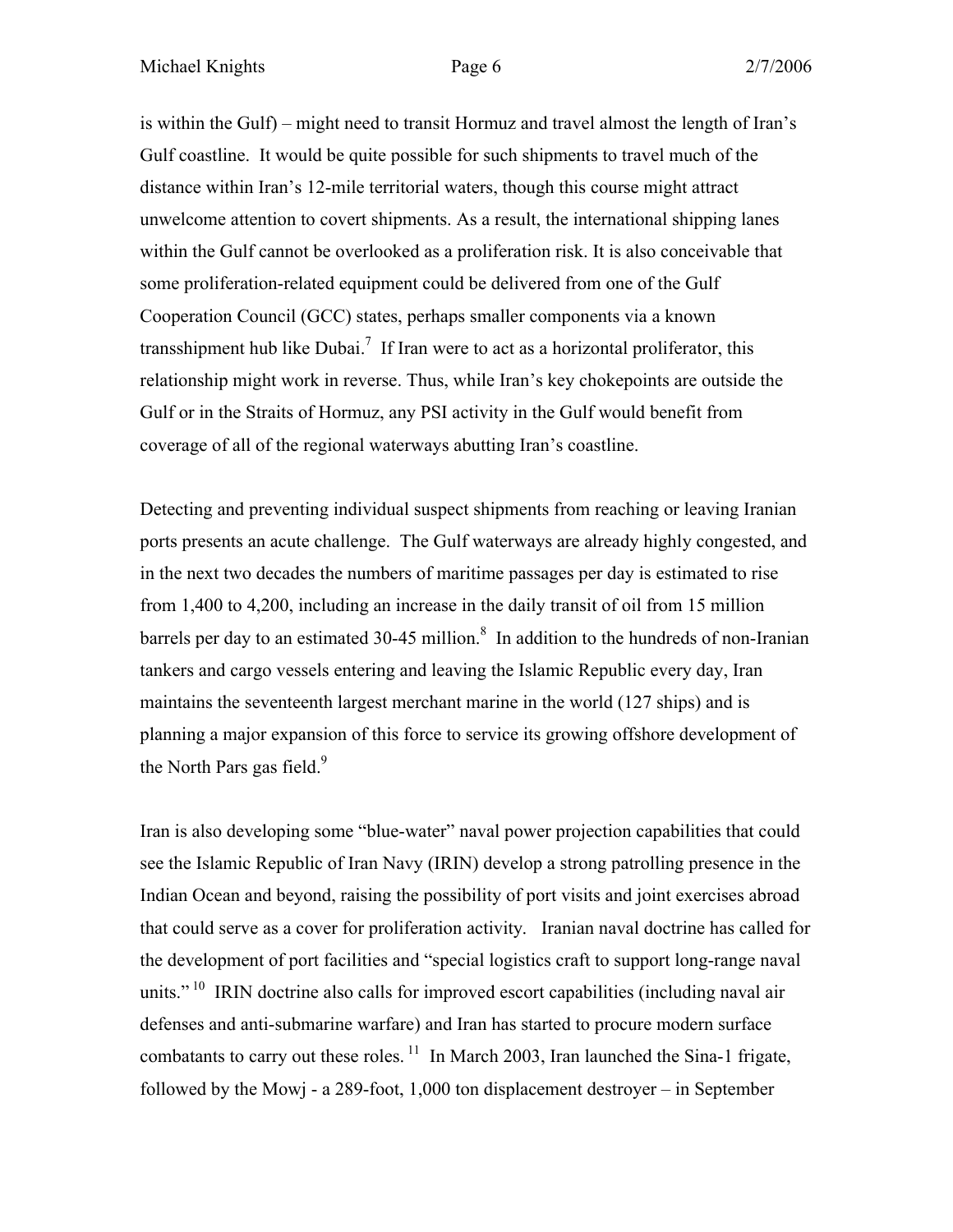is within the Gulf) – might need to transit Hormuz and travel almost the length of Iran's Gulf coastline. It would be quite possible for such shipments to travel much of the distance within Iran's 12-mile territorial waters, though this course might attract unwelcome attention to covert shipments. As a result, the international shipping lanes within the Gulf cannot be overlooked as a proliferation risk. It is also conceivable that some proliferation-related equipment could be delivered from one of the Gulf Cooperation Council (GCC) states, perhaps smaller components via a known transshipment hub like Dubai.[7] If Iran were to act as a horizontal proliferator, this relationship might work in reverse. Thus, while Iran's key chokepoints are outside the Gulf or in the Straits of Hormuz, any PSI activity in the Gulf would benefit from coverage of all of the regional waterways abutting Iran's coastline.

Detecting and preventing individual suspect shipments from reaching or leaving Iranian ports presents an acute challenge. The Gulf waterways are already highly congested, and in the next two decades the numbers of maritime passages per day is estimated to rise from 1,400 to 4,200, including an increase in the daily transit of oil from 15 million barrels per day to an estimated 30-45 million.[8] In addition to the hundreds of non-Iranian tankers and cargo vessels entering and leaving the Islamic Republic every day, Iran maintains the seventeenth largest merchant marine in the world (127 ships) and is planning a major expansion of this force to service its growing offshore development of the North Pars gas field.[9]

Iran is also developing some "blue-water" naval power projection capabilities that could see the Islamic Republic of Iran Navy (IRIN) develop a strong patrolling presence in the Indian Ocean and beyond, raising the possibility of port visits and joint exercises abroad that could serve as a cover for proliferation activity. Iranian naval doctrine has called for the development of port facilities and "special logistics craft to support long-range naval units."[10] IRIN doctrine also calls for improved escort capabilities (including naval air defenses and anti-submarine warfare) and Iran has started to procure modern surface combatants to carry out these roles.[11] In March 2003, Iran launched the Sina-1 frigate, followed by the Mowj - a 289-foot, 1,000 ton displacement destroyer – in September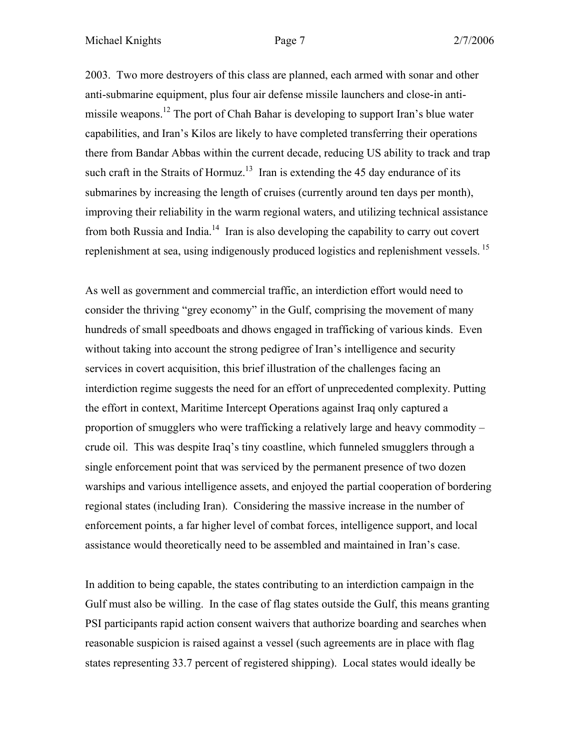2003. Two more destroyers of this class are planned, each armed with sonar and other anti-submarine equipment, plus four air defense missile launchers and close-in anti-missile weapons.[12] The port of Chah Bahar is developing to support Iran's blue water capabilities, and Iran's Kilos are likely to have completed transferring their operations there from Bandar Abbas within the current decade, reducing US ability to track and trap such craft in the Straits of Hormuz.[13] Iran is extending the 45 day endurance of its submarines by increasing the length of cruises (currently around ten days per month), improving their reliability in the warm regional waters, and utilizing technical assistance from both Russia and India.[14] Iran is also developing the capability to carry out covert replenishment at sea, using indigenously produced logistics and replenishment vessels.[15]

As well as government and commercial traffic, an interdiction effort would need to consider the thriving "grey economy" in the Gulf, comprising the movement of many hundreds of small speedboats and dhows engaged in trafficking of various kinds. Even without taking into account the strong pedigree of Iran's intelligence and security services in covert acquisition, this brief illustration of the challenges facing an interdiction regime suggests the need for an effort of unprecedented complexity. Putting the effort in context, Maritime Intercept Operations against Iraq only captured a proportion of smugglers who were trafficking a relatively large and heavy commodity – crude oil. This was despite Iraq's tiny coastline, which funneled smugglers through a single enforcement point that was serviced by the permanent presence of two dozen warships and various intelligence assets, and enjoyed the partial cooperation of bordering regional states (including Iran). Considering the massive increase in the number of enforcement points, a far higher level of combat forces, intelligence support, and local assistance would theoretically need to be assembled and maintained in Iran's case.

In addition to being capable, the states contributing to an interdiction campaign in the Gulf must also be willing. In the case of flag states outside the Gulf, this means granting PSI participants rapid action consent waivers that authorize boarding and searches when reasonable suspicion is raised against a vessel (such agreements are in place with flag states representing 33.7 percent of registered shipping). Local states would ideally be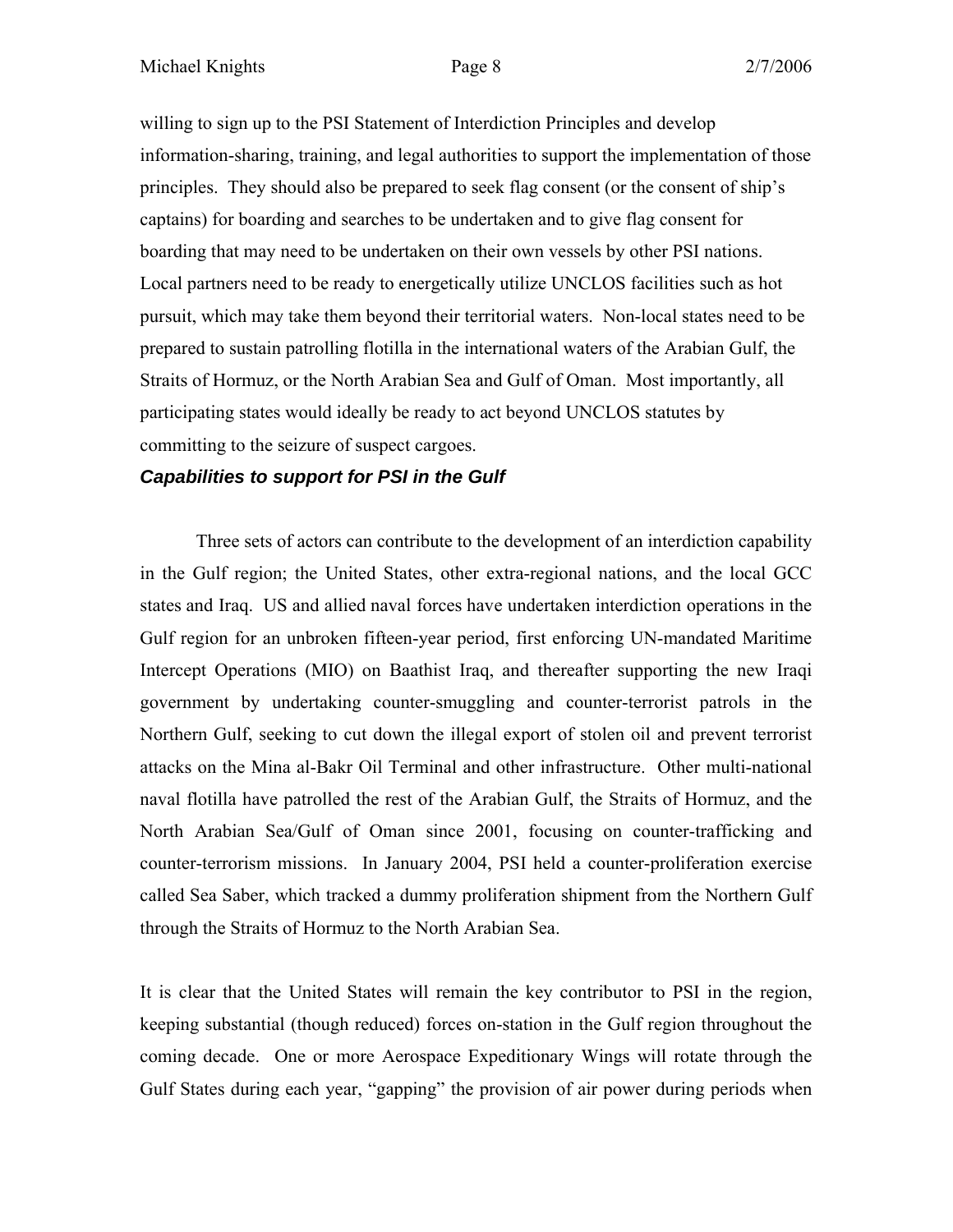willing to sign up to the PSI Statement of Interdiction Principles and develop information-sharing, training, and legal authorities to support the implementation of those principles. They should also be prepared to seek flag consent (or the consent of ship's captains) for boarding and searches to be undertaken and to give flag consent for boarding that may need to be undertaken on their own vessels by other PSI nations. Local partners need to be ready to energetically utilize UNCLOS facilities such as hot pursuit, which may take them beyond their territorial waters. Non-local states need to be prepared to sustain patrolling flotilla in the international waters of the Arabian Gulf, the Straits of Hormuz, or the North Arabian Sea and Gulf of Oman. Most importantly, all participating states would ideally be ready to act beyond UNCLOS statutes by committing to the seizure of suspect cargoes.

### *Capabilities to support for PSI in the Gulf*

Three sets of actors can contribute to the development of an interdiction capability in the Gulf region; the United States, other extra-regional nations, and the local GCC states and Iraq. US and allied naval forces have undertaken interdiction operations in the Gulf region for an unbroken fifteen-year period, first enforcing UN-mandated Maritime Intercept Operations (MIO) on Baathist Iraq, and thereafter supporting the new Iraqi government by undertaking counter-smuggling and counter-terrorist patrols in the Northern Gulf, seeking to cut down the illegal export of stolen oil and prevent terrorist attacks on the Mina al-Bakr Oil Terminal and other infrastructure. Other multi-national naval flotilla have patrolled the rest of the Arabian Gulf, the Straits of Hormuz, and the North Arabian Sea/Gulf of Oman since 2001, focusing on counter-trafficking and counter-terrorism missions. In January 2004, PSI held a counter-proliferation exercise called Sea Saber, which tracked a dummy proliferation shipment from the Northern Gulf through the Straits of Hormuz to the North Arabian Sea.

It is clear that the United States will remain the key contributor to PSI in the region, keeping substantial (though reduced) forces on-station in the Gulf region throughout the coming decade. One or more Aerospace Expeditionary Wings will rotate through the Gulf States during each year, "gapping" the provision of air power during periods when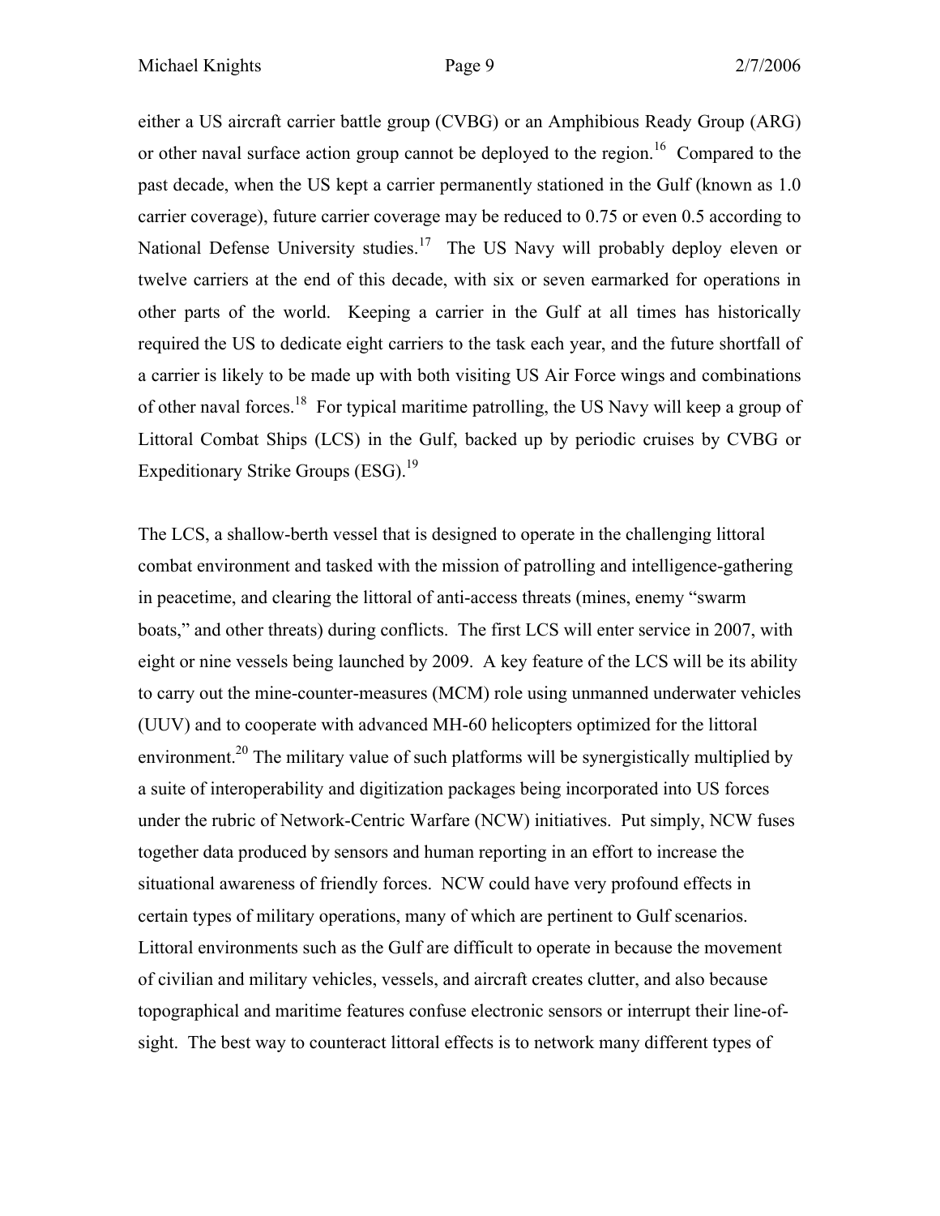either a US aircraft carrier battle group (CVBG) or an Amphibious Ready Group (ARG) or other naval surface action group cannot be deployed to the region.[16] Compared to the past decade, when the US kept a carrier permanently stationed in the Gulf (known as 1.0 carrier coverage), future carrier coverage may be reduced to 0.75 or even 0.5 according to National Defense University studies.[17] The US Navy will probably deploy eleven or twelve carriers at the end of this decade, with six or seven earmarked for operations in other parts of the world. Keeping a carrier in the Gulf at all times has historically required the US to dedicate eight carriers to the task each year, and the future shortfall of a carrier is likely to be made up with both visiting US Air Force wings and combinations of other naval forces.[18] For typical maritime patrolling, the US Navy will keep a group of Littoral Combat Ships (LCS) in the Gulf, backed up by periodic cruises by CVBG or Expeditionary Strike Groups (ESG).[19]

The LCS, a shallow-berth vessel that is designed to operate in the challenging littoral combat environment and tasked with the mission of patrolling and intelligence-gathering in peacetime, and clearing the littoral of anti-access threats (mines, enemy "swarm boats," and other threats) during conflicts. The first LCS will enter service in 2007, with eight or nine vessels being launched by 2009. A key feature of the LCS will be its ability to carry out the mine-counter-measures (MCM) role using unmanned underwater vehicles (UUV) and to cooperate with advanced MH-60 helicopters optimized for the littoral environment.[20] The military value of such platforms will be synergistically multiplied by a suite of interoperability and digitization packages being incorporated into US forces under the rubric of Network-Centric Warfare (NCW) initiatives. Put simply, NCW fuses together data produced by sensors and human reporting in an effort to increase the situational awareness of friendly forces. NCW could have very profound effects in certain types of military operations, many of which are pertinent to Gulf scenarios. Littoral environments such as the Gulf are difficult to operate in because the movement of civilian and military vehicles, vessels, and aircraft creates clutter, and also because topographical and maritime features confuse electronic sensors or interrupt their line-of-sight. The best way to counteract littoral effects is to network many different types of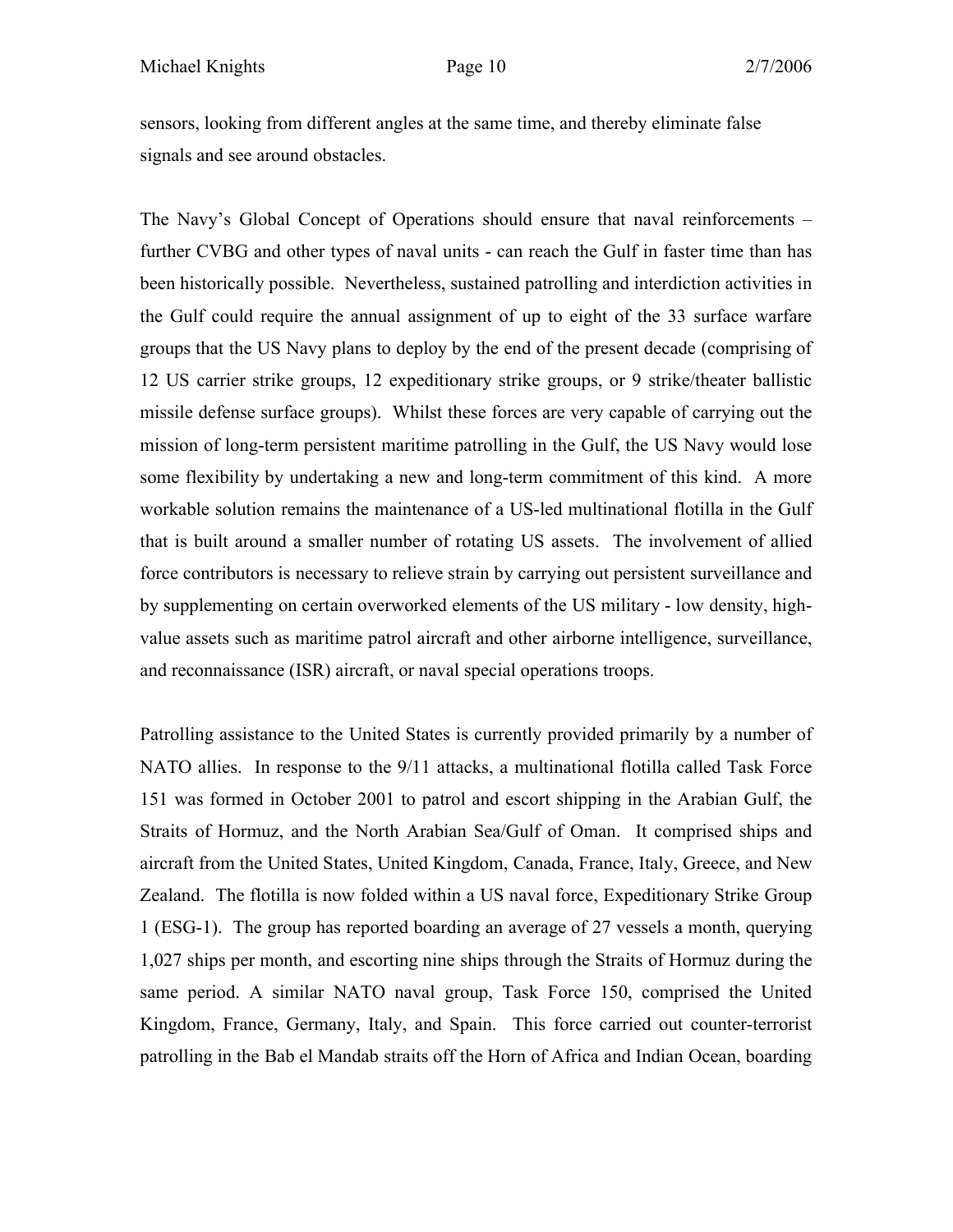sensors, looking from different angles at the same time, and thereby eliminate false signals and see around obstacles.

The Navy's Global Concept of Operations should ensure that naval reinforcements – further CVBG and other types of naval units - can reach the Gulf in faster time than has been historically possible. Nevertheless, sustained patrolling and interdiction activities in the Gulf could require the annual assignment of up to eight of the 33 surface warfare groups that the US Navy plans to deploy by the end of the present decade (comprising of 12 US carrier strike groups, 12 expeditionary strike groups, or 9 strike/theater ballistic missile defense surface groups). Whilst these forces are very capable of carrying out the mission of long-term persistent maritime patrolling in the Gulf, the US Navy would lose some flexibility by undertaking a new and long-term commitment of this kind. A more workable solution remains the maintenance of a US-led multinational flotilla in the Gulf that is built around a smaller number of rotating US assets. The involvement of allied force contributors is necessary to relieve strain by carrying out persistent surveillance and by supplementing on certain overworked elements of the US military - low density, high-value assets such as maritime patrol aircraft and other airborne intelligence, surveillance, and reconnaissance (ISR) aircraft, or naval special operations troops.

Patrolling assistance to the United States is currently provided primarily by a number of NATO allies. In response to the 9/11 attacks, a multinational flotilla called Task Force 151 was formed in October 2001 to patrol and escort shipping in the Arabian Gulf, the Straits of Hormuz, and the North Arabian Sea/Gulf of Oman. It comprised ships and aircraft from the United States, United Kingdom, Canada, France, Italy, Greece, and New Zealand. The flotilla is now folded within a US naval force, Expeditionary Strike Group 1 (ESG-1). The group has reported boarding an average of 27 vessels a month, querying 1,027 ships per month, and escorting nine ships through the Straits of Hormuz during the same period. A similar NATO naval group, Task Force 150, comprised the United Kingdom, France, Germany, Italy, and Spain. This force carried out counter-terrorist patrolling in the Bab el Mandab straits off the Horn of Africa and Indian Ocean, boarding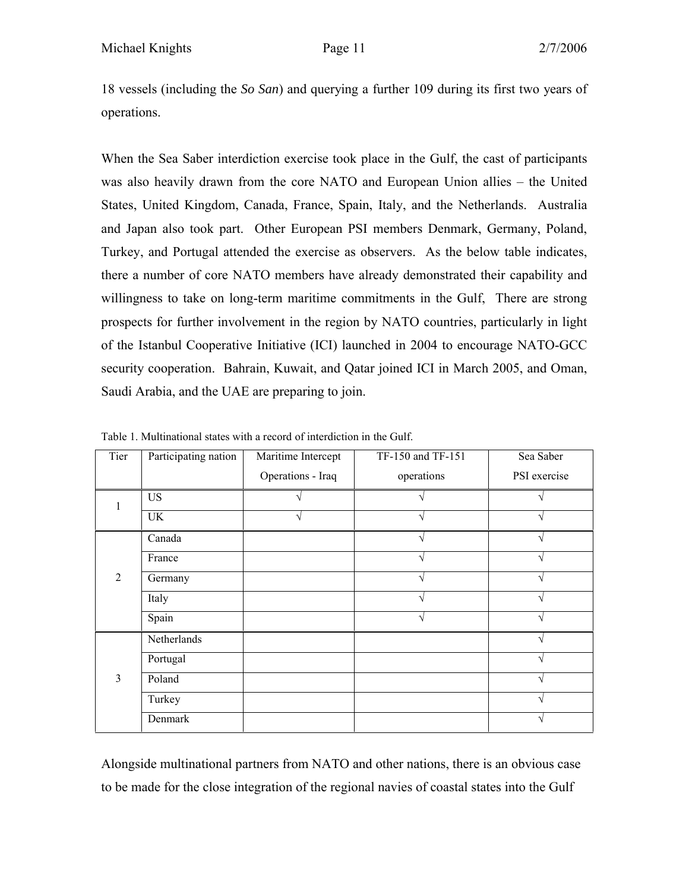18 vessels (including the *So San*) and querying a further 109 during its first two years of operations.

When the Sea Saber interdiction exercise took place in the Gulf, the cast of participants was also heavily drawn from the core NATO and European Union allies – the United States, United Kingdom, Canada, France, Spain, Italy, and the Netherlands. Australia and Japan also took part. Other European PSI members Denmark, Germany, Poland, Turkey, and Portugal attended the exercise as observers. As the below table indicates, there a number of core NATO members have already demonstrated their capability and willingness to take on long-term maritime commitments in the Gulf, There are strong prospects for further involvement in the region by NATO countries, particularly in light of the Istanbul Cooperative Initiative (ICI) launched in 2004 to encourage NATO-GCC security cooperation. Bahrain, Kuwait, and Qatar joined ICI in March 2005, and Oman, Saudi Arabia, and the UAE are preparing to join.

Table 1. Multinational states with a record of interdiction in the Gulf.

| Tier | Participating nation | Maritime Intercept Operations - Iraq | TF-150 and TF-151 operations | Sea Saber PSI exercise |
|---|---|---|---|---|
| 1 | US | √ | √ | √ |
| | UK | √ | √ | √ |
| 2 | Canada | | √ | √ |
| | France | | √ | √ |
| | Germany | | √ | √ |
| | Italy | | √ | √ |
| | Spain | | √ | √ |
| 3 | Netherlands | | | √ |
| | Portugal | | | √ |
| | Poland | | | √ |
| | Turkey | | | √ |
| | Denmark | | | √ |

Alongside multinational partners from NATO and other nations, there is an obvious case to be made for the close integration of the regional navies of coastal states into the Gulf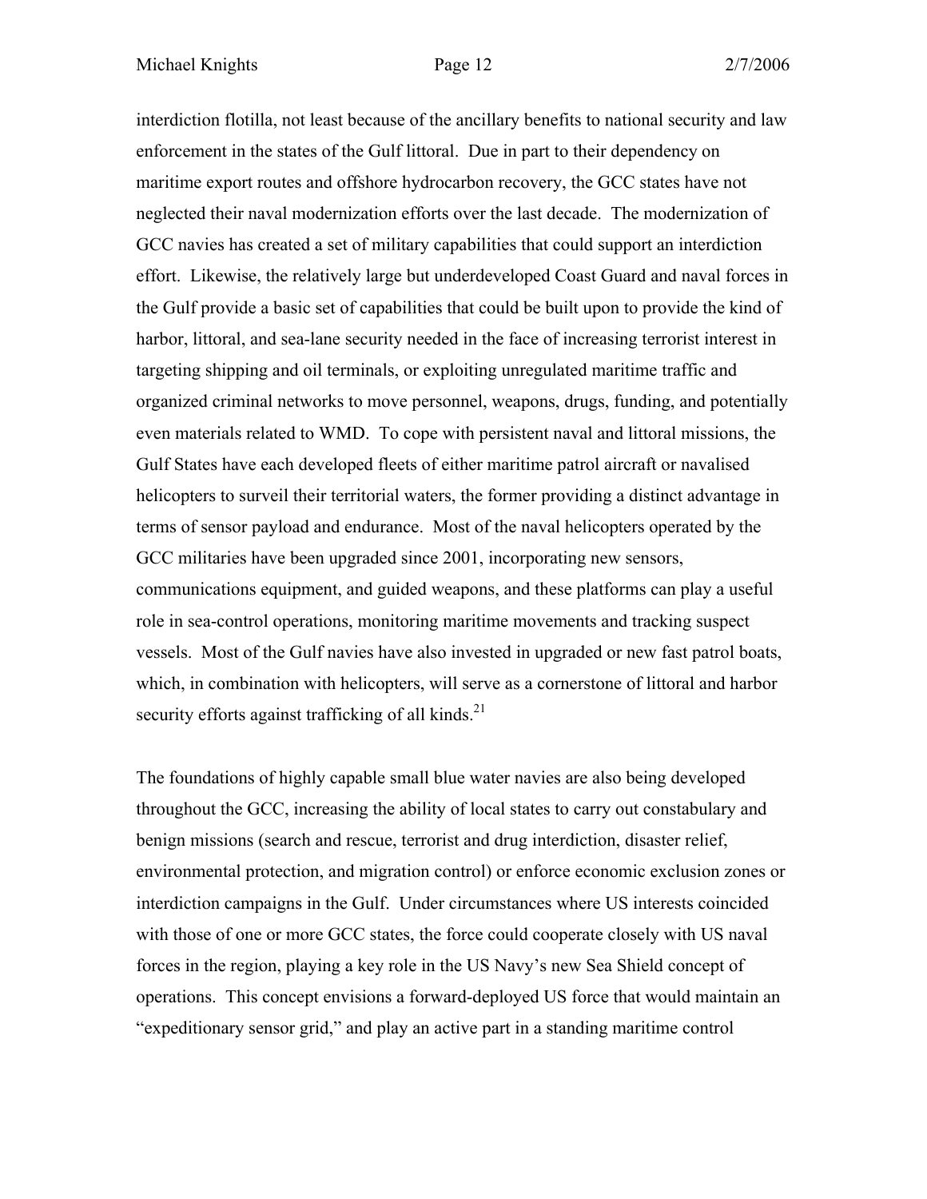interdiction flotilla, not least because of the ancillary benefits to national security and law enforcement in the states of the Gulf littoral. Due in part to their dependency on maritime export routes and offshore hydrocarbon recovery, the GCC states have not neglected their naval modernization efforts over the last decade. The modernization of GCC navies has created a set of military capabilities that could support an interdiction effort. Likewise, the relatively large but underdeveloped Coast Guard and naval forces in the Gulf provide a basic set of capabilities that could be built upon to provide the kind of harbor, littoral, and sea-lane security needed in the face of increasing terrorist interest in targeting shipping and oil terminals, or exploiting unregulated maritime traffic and organized criminal networks to move personnel, weapons, drugs, funding, and potentially even materials related to WMD. To cope with persistent naval and littoral missions, the Gulf States have each developed fleets of either maritime patrol aircraft or navalised helicopters to surveil their territorial waters, the former providing a distinct advantage in terms of sensor payload and endurance. Most of the naval helicopters operated by the GCC militaries have been upgraded since 2001, incorporating new sensors, communications equipment, and guided weapons, and these platforms can play a useful role in sea-control operations, monitoring maritime movements and tracking suspect vessels. Most of the Gulf navies have also invested in upgraded or new fast patrol boats, which, in combination with helicopters, will serve as a cornerstone of littoral and harbor security efforts against trafficking of all kinds.[21]

The foundations of highly capable small blue water navies are also being developed throughout the GCC, increasing the ability of local states to carry out constabulary and benign missions (search and rescue, terrorist and drug interdiction, disaster relief, environmental protection, and migration control) or enforce economic exclusion zones or interdiction campaigns in the Gulf. Under circumstances where US interests coincided with those of one or more GCC states, the force could cooperate closely with US naval forces in the region, playing a key role in the US Navy's new Sea Shield concept of operations. This concept envisions a forward-deployed US force that would maintain an "expeditionary sensor grid," and play an active part in a standing maritime control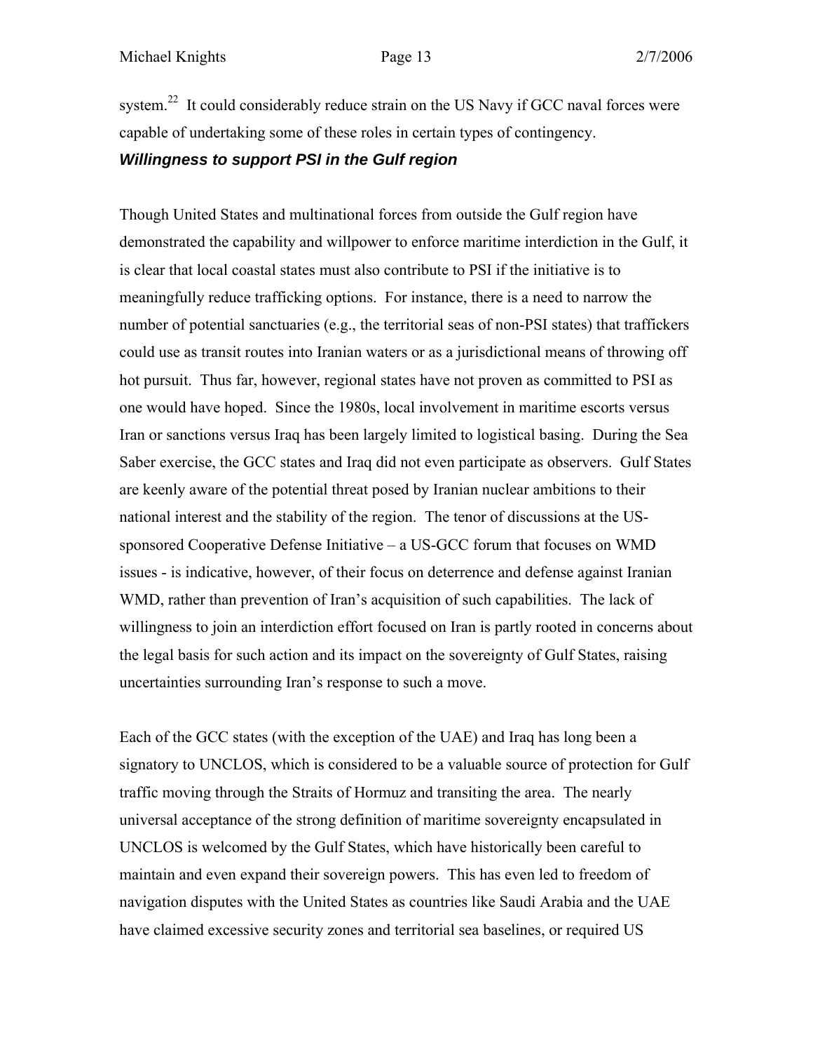system.[22] It could considerably reduce strain on the US Navy if GCC naval forces were capable of undertaking some of these roles in certain types of contingency.

### *Willingness to support PSI in the Gulf region*

Though United States and multinational forces from outside the Gulf region have demonstrated the capability and willpower to enforce maritime interdiction in the Gulf, it is clear that local coastal states must also contribute to PSI if the initiative is to meaningfully reduce trafficking options. For instance, there is a need to narrow the number of potential sanctuaries (e.g., the territorial seas of non-PSI states) that traffickers could use as transit routes into Iranian waters or as a jurisdictional means of throwing off hot pursuit. Thus far, however, regional states have not proven as committed to PSI as one would have hoped. Since the 1980s, local involvement in maritime escorts versus Iran or sanctions versus Iraq has been largely limited to logistical basing. During the Sea Saber exercise, the GCC states and Iraq did not even participate as observers. Gulf States are keenly aware of the potential threat posed by Iranian nuclear ambitions to their national interest and the stability of the region. The tenor of discussions at the US-sponsored Cooperative Defense Initiative – a US-GCC forum that focuses on WMD issues - is indicative, however, of their focus on deterrence and defense against Iranian WMD, rather than prevention of Iran's acquisition of such capabilities. The lack of willingness to join an interdiction effort focused on Iran is partly rooted in concerns about the legal basis for such action and its impact on the sovereignty of Gulf States, raising uncertainties surrounding Iran's response to such a move.

Each of the GCC states (with the exception of the UAE) and Iraq has long been a signatory to UNCLOS, which is considered to be a valuable source of protection for Gulf traffic moving through the Straits of Hormuz and transiting the area. The nearly universal acceptance of the strong definition of maritime sovereignty encapsulated in UNCLOS is welcomed by the Gulf States, which have historically been careful to maintain and even expand their sovereign powers. This has even led to freedom of navigation disputes with the United States as countries like Saudi Arabia and the UAE have claimed excessive security zones and territorial sea baselines, or required US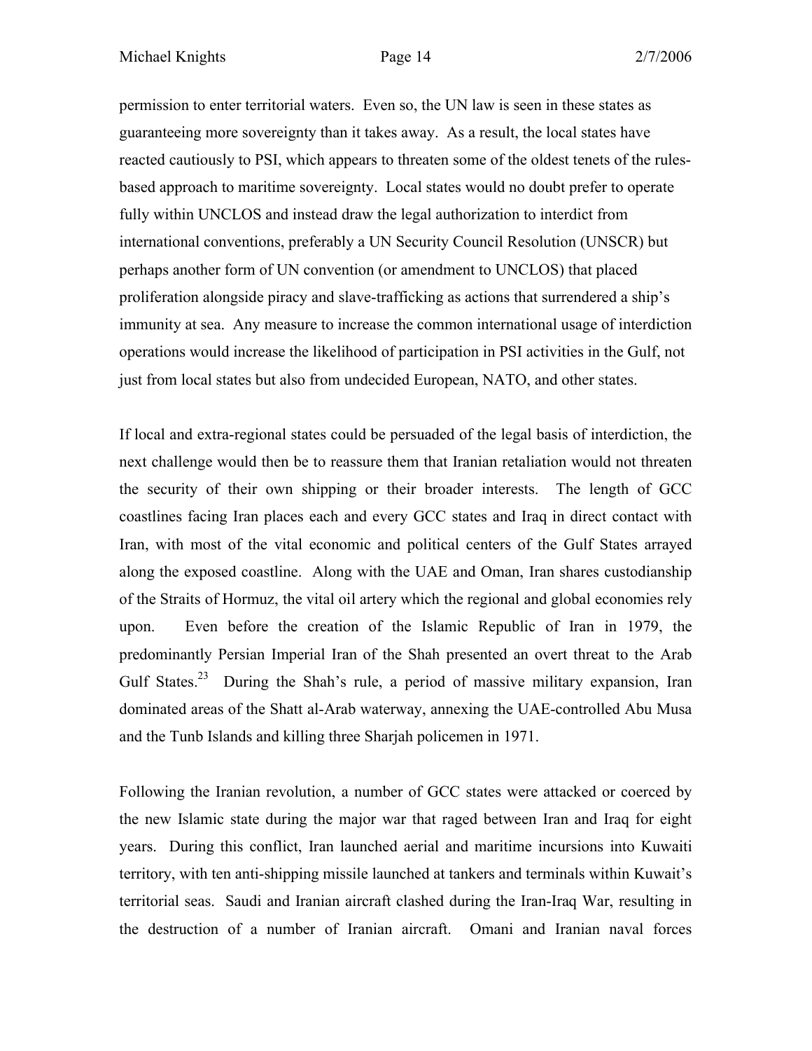permission to enter territorial waters. Even so, the UN law is seen in these states as guaranteeing more sovereignty than it takes away. As a result, the local states have reacted cautiously to PSI, which appears to threaten some of the oldest tenets of the rules-based approach to maritime sovereignty. Local states would no doubt prefer to operate fully within UNCLOS and instead draw the legal authorization to interdict from international conventions, preferably a UN Security Council Resolution (UNSCR) but perhaps another form of UN convention (or amendment to UNCLOS) that placed proliferation alongside piracy and slave-trafficking as actions that surrendered a ship's immunity at sea. Any measure to increase the common international usage of interdiction operations would increase the likelihood of participation in PSI activities in the Gulf, not just from local states but also from undecided European, NATO, and other states.

If local and extra-regional states could be persuaded of the legal basis of interdiction, the next challenge would then be to reassure them that Iranian retaliation would not threaten the security of their own shipping or their broader interests. The length of GCC coastlines facing Iran places each and every GCC states and Iraq in direct contact with Iran, with most of the vital economic and political centers of the Gulf States arrayed along the exposed coastline. Along with the UAE and Oman, Iran shares custodianship of the Straits of Hormuz, the vital oil artery which the regional and global economies rely upon. Even before the creation of the Islamic Republic of Iran in 1979, the predominantly Persian Imperial Iran of the Shah presented an overt threat to the Arab Gulf States.[23] During the Shah's rule, a period of massive military expansion, Iran dominated areas of the Shatt al-Arab waterway, annexing the UAE-controlled Abu Musa and the Tunb Islands and killing three Sharjah policemen in 1971.

Following the Iranian revolution, a number of GCC states were attacked or coerced by the new Islamic state during the major war that raged between Iran and Iraq for eight years. During this conflict, Iran launched aerial and maritime incursions into Kuwaiti territory, with ten anti-shipping missile launched at tankers and terminals within Kuwait's territorial seas. Saudi and Iranian aircraft clashed during the Iran-Iraq War, resulting in the destruction of a number of Iranian aircraft. Omani and Iranian naval forces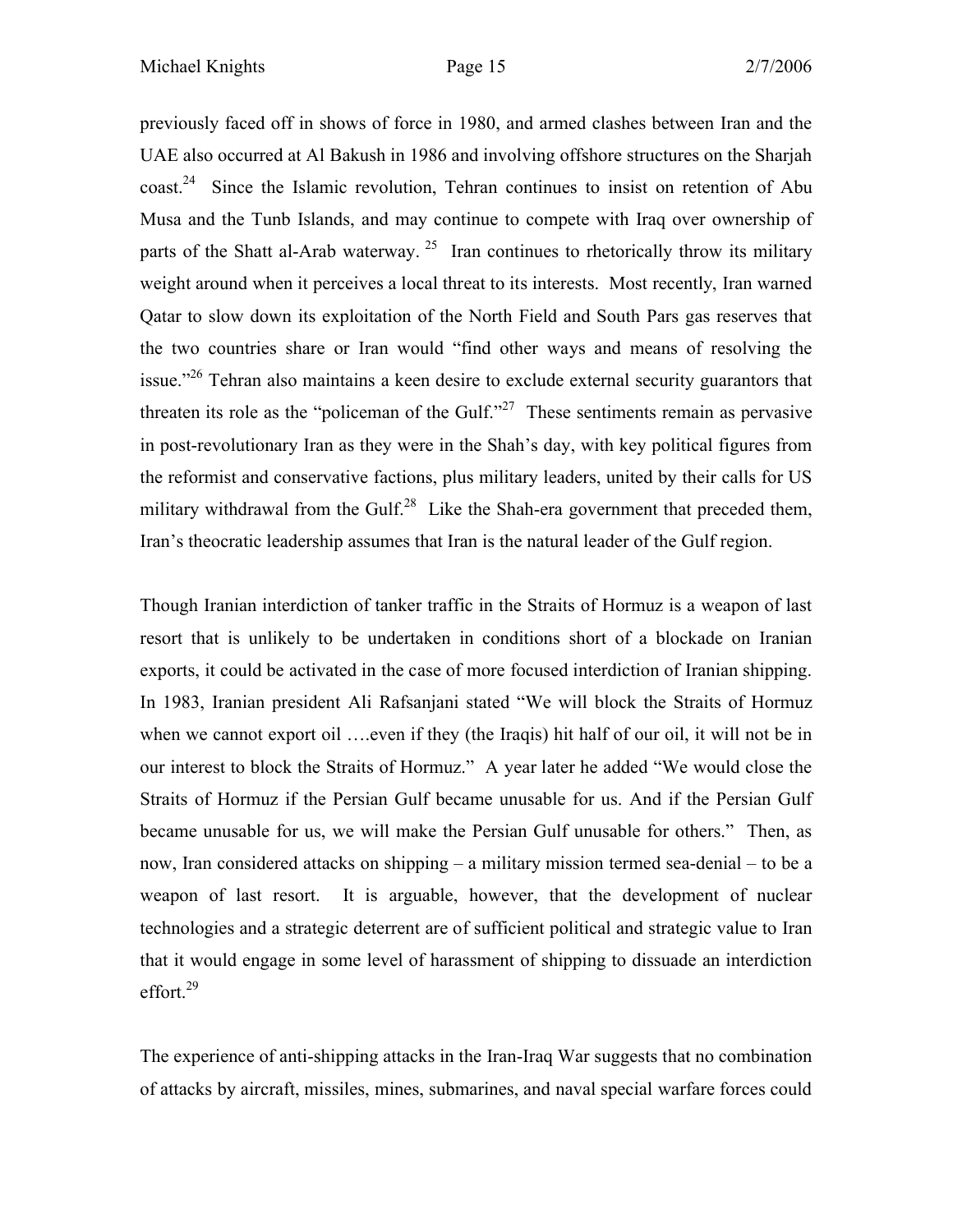previously faced off in shows of force in 1980, and armed clashes between Iran and the UAE also occurred at Al Bakush in 1986 and involving offshore structures on the Sharjah coast.[24] Since the Islamic revolution, Tehran continues to insist on retention of Abu Musa and the Tunb Islands, and may continue to compete with Iraq over ownership of parts of the Shatt al-Arab waterway.[25] Iran continues to rhetorically throw its military weight around when it perceives a local threat to its interests. Most recently, Iran warned Qatar to slow down its exploitation of the North Field and South Pars gas reserves that the two countries share or Iran would "find other ways and means of resolving the issue."[26] Tehran also maintains a keen desire to exclude external security guarantors that threaten its role as the "policeman of the Gulf."[27] These sentiments remain as pervasive in post-revolutionary Iran as they were in the Shah's day, with key political figures from the reformist and conservative factions, plus military leaders, united by their calls for US military withdrawal from the Gulf.[28] Like the Shah-era government that preceded them, Iran's theocratic leadership assumes that Iran is the natural leader of the Gulf region.

Though Iranian interdiction of tanker traffic in the Straits of Hormuz is a weapon of last resort that is unlikely to be undertaken in conditions short of a blockade on Iranian exports, it could be activated in the case of more focused interdiction of Iranian shipping. In 1983, Iranian president Ali Rafsanjani stated "We will block the Straits of Hormuz when we cannot export oil ….even if they (the Iraqis) hit half of our oil, it will not be in our interest to block the Straits of Hormuz." A year later he added "We would close the Straits of Hormuz if the Persian Gulf became unusable for us. And if the Persian Gulf became unusable for us, we will make the Persian Gulf unusable for others." Then, as now, Iran considered attacks on shipping – a military mission termed sea-denial – to be a weapon of last resort. It is arguable, however, that the development of nuclear technologies and a strategic deterrent are of sufficient political and strategic value to Iran that it would engage in some level of harassment of shipping to dissuade an interdiction effort.[29]

The experience of anti-shipping attacks in the Iran-Iraq War suggests that no combination of attacks by aircraft, missiles, mines, submarines, and naval special warfare forces could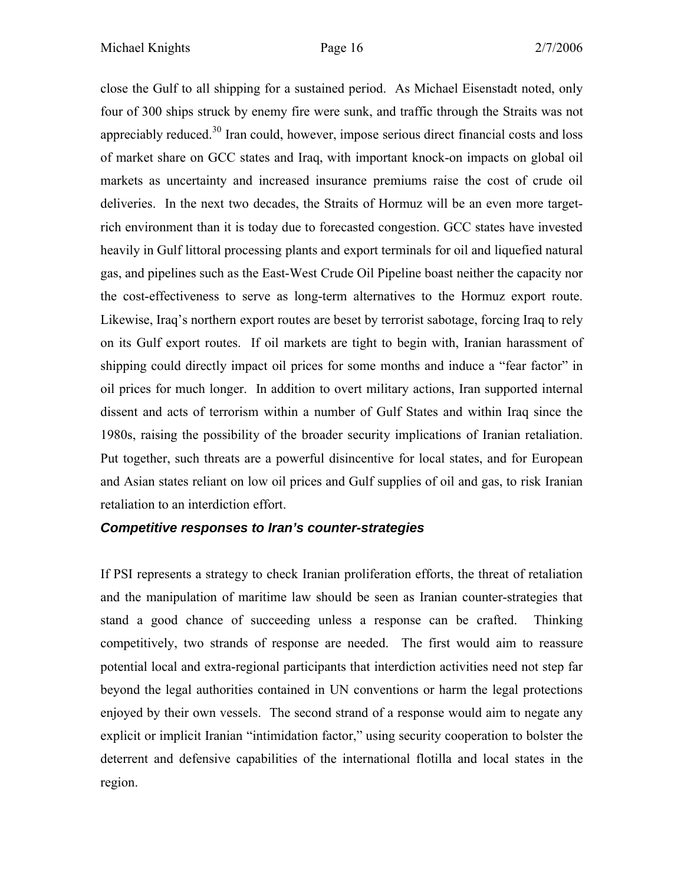close the Gulf to all shipping for a sustained period. As Michael Eisenstadt noted, only four of 300 ships struck by enemy fire were sunk, and traffic through the Straits was not appreciably reduced.[30] Iran could, however, impose serious direct financial costs and loss of market share on GCC states and Iraq, with important knock-on impacts on global oil markets as uncertainty and increased insurance premiums raise the cost of crude oil deliveries. In the next two decades, the Straits of Hormuz will be an even more target-rich environment than it is today due to forecasted congestion. GCC states have invested heavily in Gulf littoral processing plants and export terminals for oil and liquefied natural gas, and pipelines such as the East-West Crude Oil Pipeline boast neither the capacity nor the cost-effectiveness to serve as long-term alternatives to the Hormuz export route. Likewise, Iraq's northern export routes are beset by terrorist sabotage, forcing Iraq to rely on its Gulf export routes. If oil markets are tight to begin with, Iranian harassment of shipping could directly impact oil prices for some months and induce a "fear factor" in oil prices for much longer. In addition to overt military actions, Iran supported internal dissent and acts of terrorism within a number of Gulf States and within Iraq since the 1980s, raising the possibility of the broader security implications of Iranian retaliation. Put together, such threats are a powerful disincentive for local states, and for European and Asian states reliant on low oil prices and Gulf supplies of oil and gas, to risk Iranian retaliation to an interdiction effort.

### *Competitive responses to Iran's counter-strategies*

If PSI represents a strategy to check Iranian proliferation efforts, the threat of retaliation and the manipulation of maritime law should be seen as Iranian counter-strategies that stand a good chance of succeeding unless a response can be crafted. Thinking competitively, two strands of response are needed. The first would aim to reassure potential local and extra-regional participants that interdiction activities need not step far beyond the legal authorities contained in UN conventions or harm the legal protections enjoyed by their own vessels. The second strand of a response would aim to negate any explicit or implicit Iranian "intimidation factor," using security cooperation to bolster the deterrent and defensive capabilities of the international flotilla and local states in the region.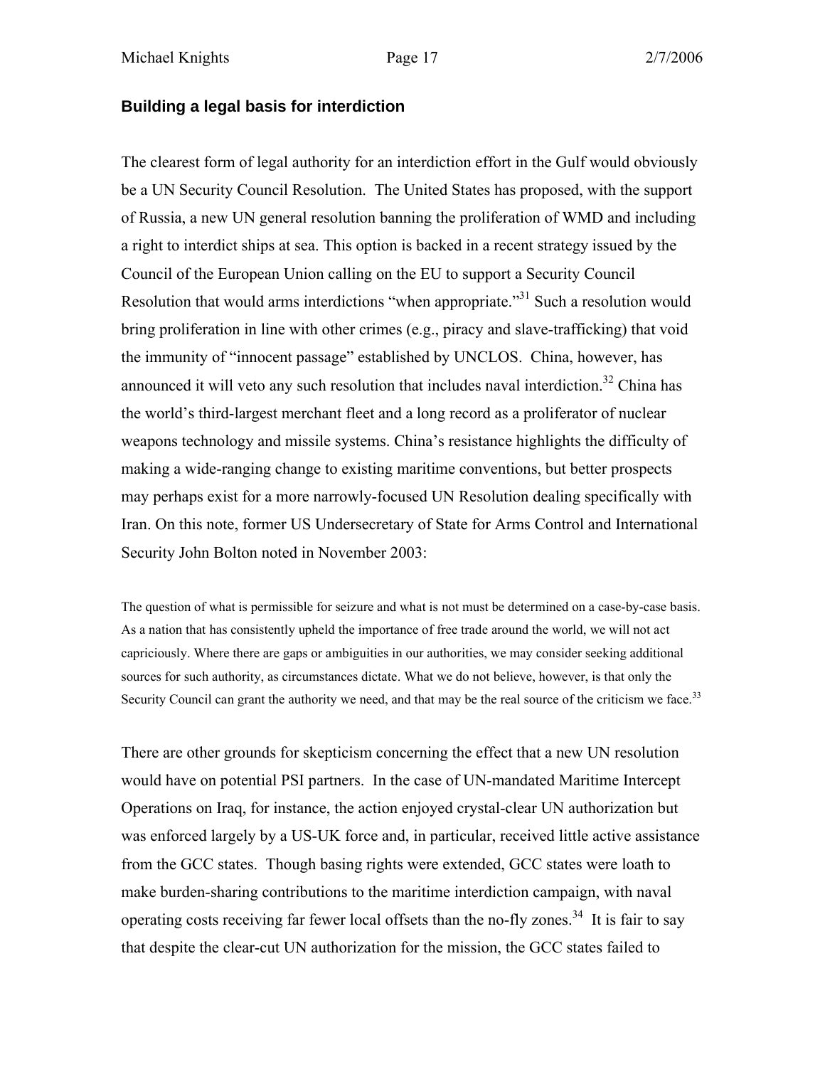### Building a legal basis for interdiction

The clearest form of legal authority for an interdiction effort in the Gulf would obviously be a UN Security Council Resolution. The United States has proposed, with the support of Russia, a new UN general resolution banning the proliferation of WMD and including a right to interdict ships at sea. This option is backed in a recent strategy issued by the Council of the European Union calling on the EU to support a Security Council Resolution that would arms interdictions "when appropriate."[31] Such a resolution would bring proliferation in line with other crimes (e.g., piracy and slave-trafficking) that void the immunity of "innocent passage" established by UNCLOS. China, however, has announced it will veto any such resolution that includes naval interdiction.[32] China has the world's third-largest merchant fleet and a long record as a proliferator of nuclear weapons technology and missile systems. China's resistance highlights the difficulty of making a wide-ranging change to existing maritime conventions, but better prospects may perhaps exist for a more narrowly-focused UN Resolution dealing specifically with Iran. On this note, former US Undersecretary of State for Arms Control and International Security John Bolton noted in November 2003:

> The question of what is permissible for seizure and what is not must be determined on a case-by-case basis. As a nation that has consistently upheld the importance of free trade around the world, we will not act capriciously. Where there are gaps or ambiguities in our authorities, we may consider seeking additional sources for such authority, as circumstances dictate. What we do not believe, however, is that only the Security Council can grant the authority we need, and that may be the real source of the criticism we face.[33]

There are other grounds for skepticism concerning the effect that a new UN resolution would have on potential PSI partners. In the case of UN-mandated Maritime Intercept Operations on Iraq, for instance, the action enjoyed crystal-clear UN authorization but was enforced largely by a US-UK force and, in particular, received little active assistance from the GCC states. Though basing rights were extended, GCC states were loath to make burden-sharing contributions to the maritime interdiction campaign, with naval operating costs receiving far fewer local offsets than the no-fly zones.[34] It is fair to say that despite the clear-cut UN authorization for the mission, the GCC states failed to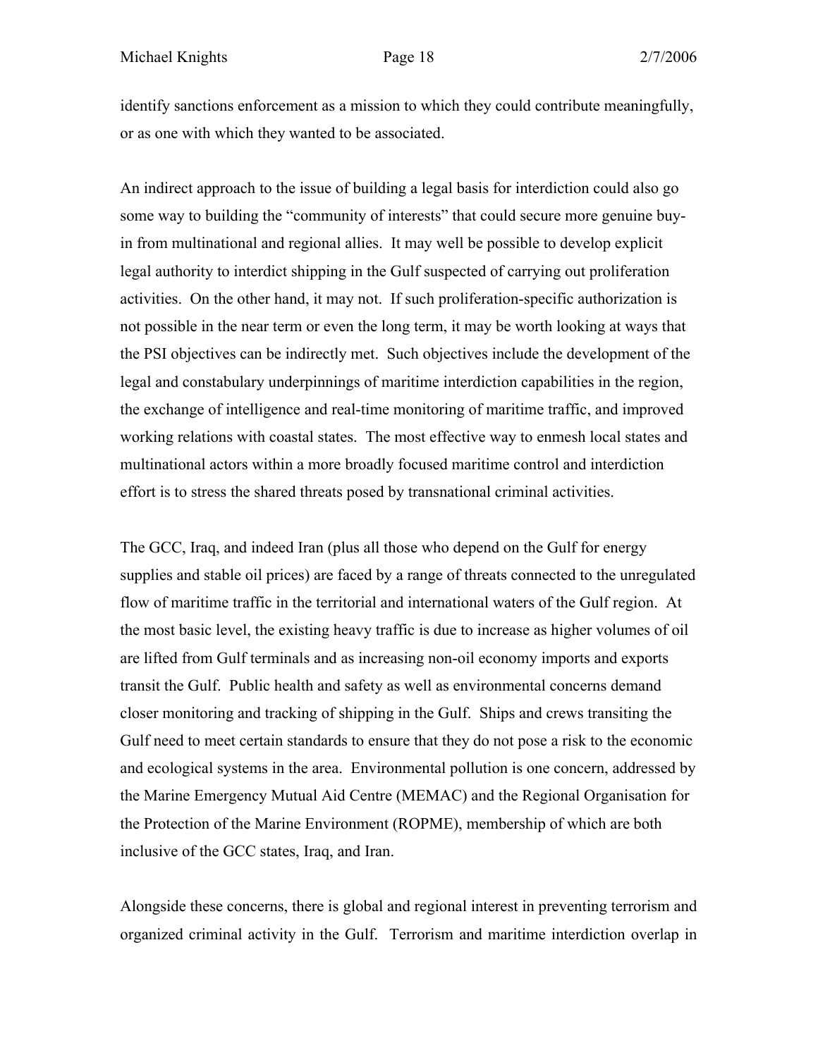identify sanctions enforcement as a mission to which they could contribute meaningfully, or as one with which they wanted to be associated.

An indirect approach to the issue of building a legal basis for interdiction could also go some way to building the "community of interests" that could secure more genuine buy-in from multinational and regional allies. It may well be possible to develop explicit legal authority to interdict shipping in the Gulf suspected of carrying out proliferation activities. On the other hand, it may not. If such proliferation-specific authorization is not possible in the near term or even the long term, it may be worth looking at ways that the PSI objectives can be indirectly met. Such objectives include the development of the legal and constabulary underpinnings of maritime interdiction capabilities in the region, the exchange of intelligence and real-time monitoring of maritime traffic, and improved working relations with coastal states. The most effective way to enmesh local states and multinational actors within a more broadly focused maritime control and interdiction effort is to stress the shared threats posed by transnational criminal activities.

The GCC, Iraq, and indeed Iran (plus all those who depend on the Gulf for energy supplies and stable oil prices) are faced by a range of threats connected to the unregulated flow of maritime traffic in the territorial and international waters of the Gulf region. At the most basic level, the existing heavy traffic is due to increase as higher volumes of oil are lifted from Gulf terminals and as increasing non-oil economy imports and exports transit the Gulf. Public health and safety as well as environmental concerns demand closer monitoring and tracking of shipping in the Gulf. Ships and crews transiting the Gulf need to meet certain standards to ensure that they do not pose a risk to the economic and ecological systems in the area. Environmental pollution is one concern, addressed by the Marine Emergency Mutual Aid Centre (MEMAC) and the Regional Organisation for the Protection of the Marine Environment (ROPME), membership of which are both inclusive of the GCC states, Iraq, and Iran.

Alongside these concerns, there is global and regional interest in preventing terrorism and organized criminal activity in the Gulf. Terrorism and maritime interdiction overlap in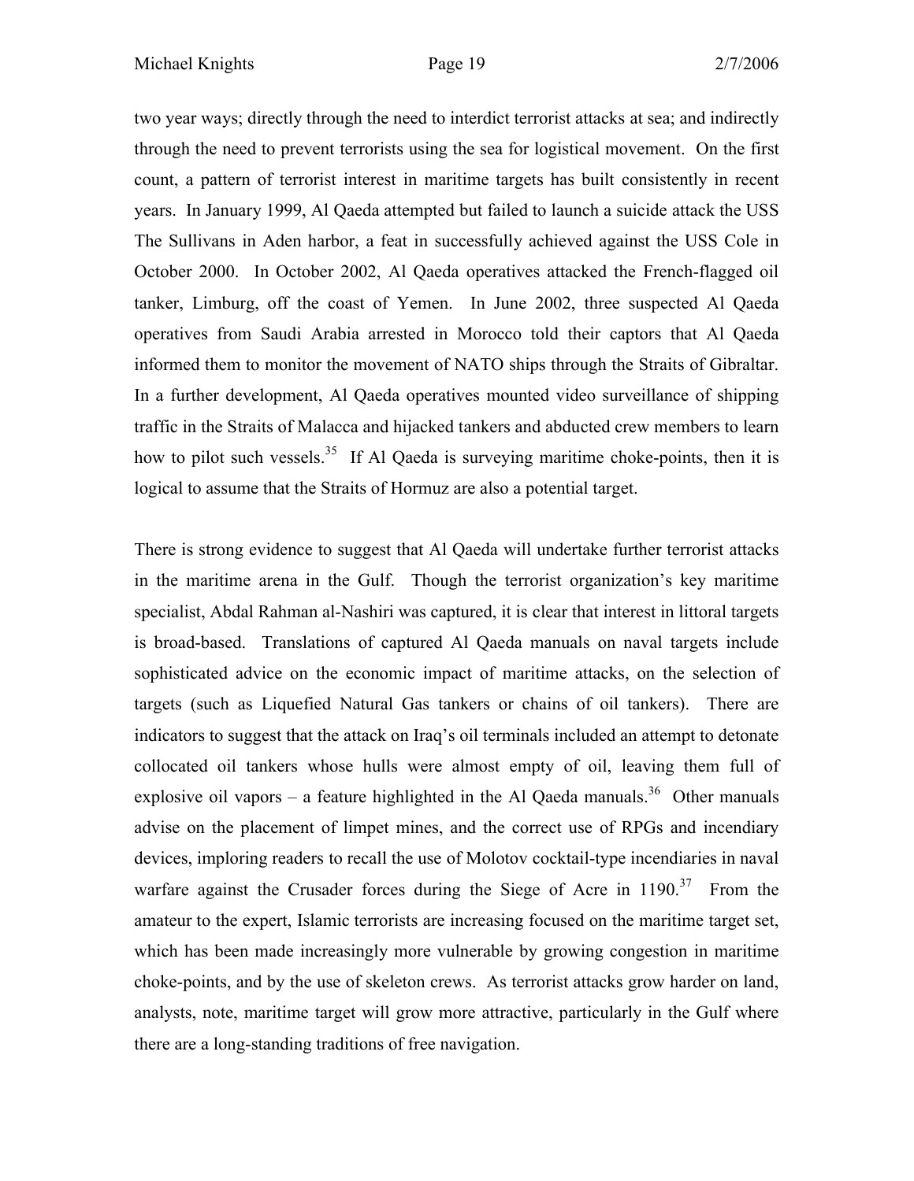two year ways; directly through the need to interdict terrorist attacks at sea; and indirectly through the need to prevent terrorists using the sea for logistical movement. On the first count, a pattern of terrorist interest in maritime targets has built consistently in recent years. In January 1999, Al Qaeda attempted but failed to launch a suicide attack the USS The Sullivans in Aden harbor, a feat in successfully achieved against the USS Cole in October 2000. In October 2002, Al Qaeda operatives attacked the French-flagged oil tanker, Limburg, off the coast of Yemen. In June 2002, three suspected Al Qaeda operatives from Saudi Arabia arrested in Morocco told their captors that Al Qaeda informed them to monitor the movement of NATO ships through the Straits of Gibraltar. In a further development, Al Qaeda operatives mounted video surveillance of shipping traffic in the Straits of Malacca and hijacked tankers and abducted crew members to learn how to pilot such vessels.[35] If Al Qaeda is surveying maritime choke-points, then it is logical to assume that the Straits of Hormuz are also a potential target.

There is strong evidence to suggest that Al Qaeda will undertake further terrorist attacks in the maritime arena in the Gulf. Though the terrorist organization's key maritime specialist, Abdal Rahman al-Nashiri was captured, it is clear that interest in littoral targets is broad-based. Translations of captured Al Qaeda manuals on naval targets include sophisticated advice on the economic impact of maritime attacks, on the selection of targets (such as Liquefied Natural Gas tankers or chains of oil tankers). There are indicators to suggest that the attack on Iraq's oil terminals included an attempt to detonate collocated oil tankers whose hulls were almost empty of oil, leaving them full of explosive oil vapors – a feature highlighted in the Al Qaeda manuals.[36] Other manuals advise on the placement of limpet mines, and the correct use of RPGs and incendiary devices, imploring readers to recall the use of Molotov cocktail-type incendiaries in naval warfare against the Crusader forces during the Siege of Acre in 1190.[37] From the amateur to the expert, Islamic terrorists are increasing focused on the maritime target set, which has been made increasingly more vulnerable by growing congestion in maritime choke-points, and by the use of skeleton crews. As terrorist attacks grow harder on land, analysts, note, maritime target will grow more attractive, particularly in the Gulf where there are a long-standing traditions of free navigation.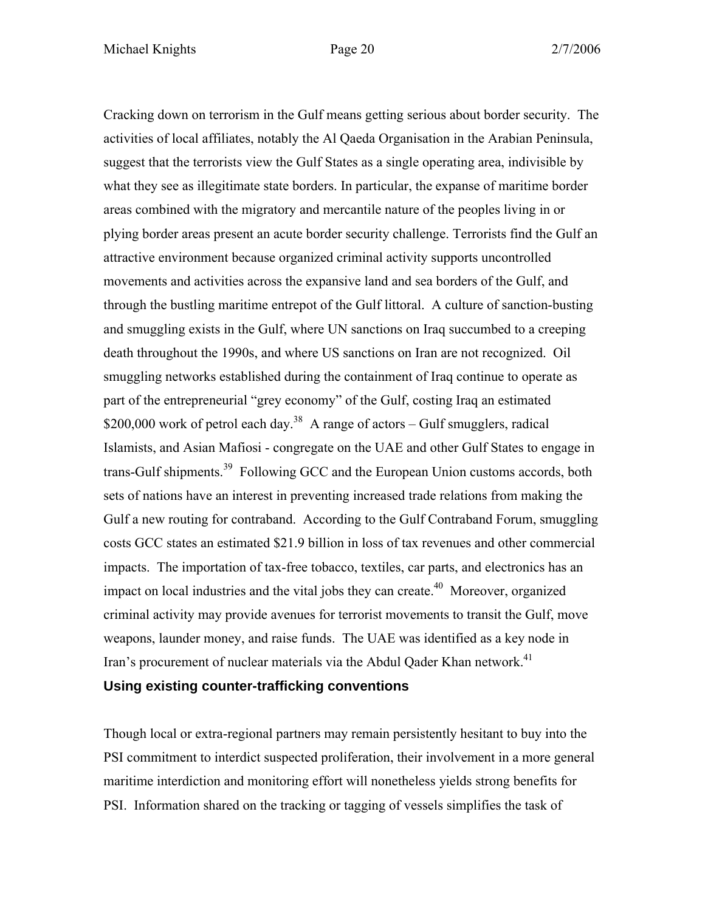Cracking down on terrorism in the Gulf means getting serious about border security. The activities of local affiliates, notably the Al Qaeda Organisation in the Arabian Peninsula, suggest that the terrorists view the Gulf States as a single operating area, indivisible by what they see as illegitimate state borders. In particular, the expanse of maritime border areas combined with the migratory and mercantile nature of the peoples living in or plying border areas present an acute border security challenge. Terrorists find the Gulf an attractive environment because organized criminal activity supports uncontrolled movements and activities across the expansive land and sea borders of the Gulf, and through the bustling maritime entrepot of the Gulf littoral. A culture of sanction-busting and smuggling exists in the Gulf, where UN sanctions on Iraq succumbed to a creeping death throughout the 1990s, and where US sanctions on Iran are not recognized. Oil smuggling networks established during the containment of Iraq continue to operate as part of the entrepreneurial "grey economy" of the Gulf, costing Iraq an estimated $200,000 work of petrol each day.[38] A range of actors – Gulf smugglers, radical Islamists, and Asian Mafiosi - congregate on the UAE and other Gulf States to engage in trans-Gulf shipments.[39] Following GCC and the European Union customs accords, both sets of nations have an interest in preventing increased trade relations from making the Gulf a new routing for contraband. According to the Gulf Contraband Forum, smuggling costs GCC states an estimated $21.9 billion in loss of tax revenues and other commercial impacts. The importation of tax-free tobacco, textiles, car parts, and electronics has an impact on local industries and the vital jobs they can create.[40] Moreover, organized criminal activity may provide avenues for terrorist movements to transit the Gulf, move weapons, launder money, and raise funds. The UAE was identified as a key node in Iran's procurement of nuclear materials via the Abdul Qader Khan network.[41]

### Using existing counter-trafficking conventions

Though local or extra-regional partners may remain persistently hesitant to buy into the PSI commitment to interdict suspected proliferation, their involvement in a more general maritime interdiction and monitoring effort will nonetheless yields strong benefits for PSI. Information shared on the tracking or tagging of vessels simplifies the task of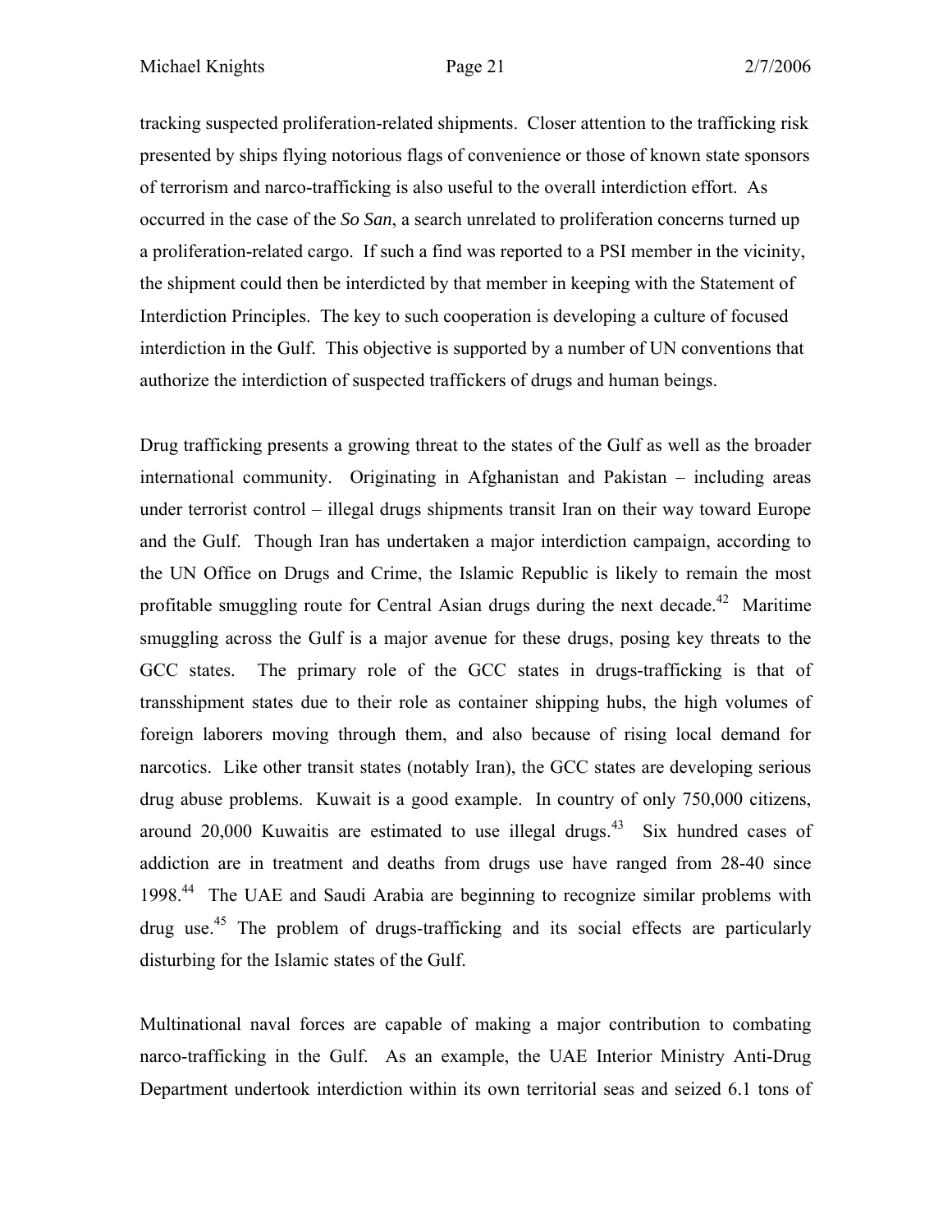tracking suspected proliferation-related shipments. Closer attention to the trafficking risk presented by ships flying notorious flags of convenience or those of known state sponsors of terrorism and narco-trafficking is also useful to the overall interdiction effort. As occurred in the case of the *So San*, a search unrelated to proliferation concerns turned up a proliferation-related cargo. If such a find was reported to a PSI member in the vicinity, the shipment could then be interdicted by that member in keeping with the Statement of Interdiction Principles. The key to such cooperation is developing a culture of focused interdiction in the Gulf. This objective is supported by a number of UN conventions that authorize the interdiction of suspected traffickers of drugs and human beings.

Drug trafficking presents a growing threat to the states of the Gulf as well as the broader international community. Originating in Afghanistan and Pakistan – including areas under terrorist control – illegal drugs shipments transit Iran on their way toward Europe and the Gulf. Though Iran has undertaken a major interdiction campaign, according to the UN Office on Drugs and Crime, the Islamic Republic is likely to remain the most profitable smuggling route for Central Asian drugs during the next decade.[42] Maritime smuggling across the Gulf is a major avenue for these drugs, posing key threats to the GCC states. The primary role of the GCC states in drugs-trafficking is that of transshipment states due to their role as container shipping hubs, the high volumes of foreign laborers moving through them, and also because of rising local demand for narcotics. Like other transit states (notably Iran), the GCC states are developing serious drug abuse problems. Kuwait is a good example. In country of only 750,000 citizens, around 20,000 Kuwaitis are estimated to use illegal drugs.[43] Six hundred cases of addiction are in treatment and deaths from drugs use have ranged from 28-40 since 1998.[44] The UAE and Saudi Arabia are beginning to recognize similar problems with drug use.[45] The problem of drugs-trafficking and its social effects are particularly disturbing for the Islamic states of the Gulf.

Multinational naval forces are capable of making a major contribution to combating narco-trafficking in the Gulf. As an example, the UAE Interior Ministry Anti-Drug Department undertook interdiction within its own territorial seas and seized 6.1 tons of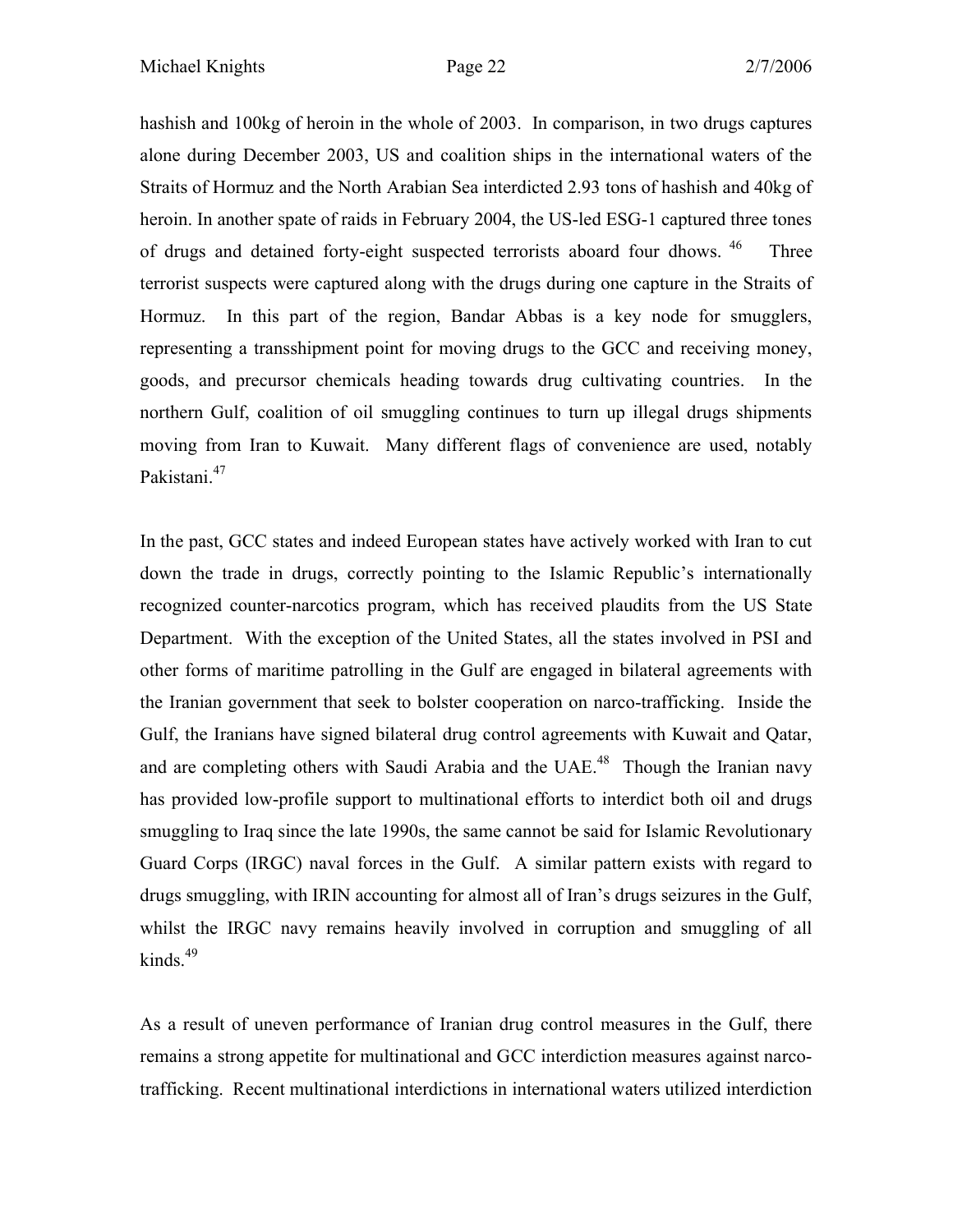hashish and 100kg of heroin in the whole of 2003. In comparison, in two drugs captures alone during December 2003, US and coalition ships in the international waters of the Straits of Hormuz and the North Arabian Sea interdicted 2.93 tons of hashish and 40kg of heroin. In another spate of raids in February 2004, the US-led ESG-1 captured three tones of drugs and detained forty-eight suspected terrorists aboard four dhows. [46] Three terrorist suspects were captured along with the drugs during one capture in the Straits of Hormuz. In this part of the region, Bandar Abbas is a key node for smugglers, representing a transshipment point for moving drugs to the GCC and receiving money, goods, and precursor chemicals heading towards drug cultivating countries. In the northern Gulf, coalition of oil smuggling continues to turn up illegal drugs shipments moving from Iran to Kuwait. Many different flags of convenience are used, notably Pakistani.[47]

In the past, GCC states and indeed European states have actively worked with Iran to cut down the trade in drugs, correctly pointing to the Islamic Republic's internationally recognized counter-narcotics program, which has received plaudits from the US State Department. With the exception of the United States, all the states involved in PSI and other forms of maritime patrolling in the Gulf are engaged in bilateral agreements with the Iranian government that seek to bolster cooperation on narco-trafficking. Inside the Gulf, the Iranians have signed bilateral drug control agreements with Kuwait and Qatar, and are completing others with Saudi Arabia and the UAE.[48] Though the Iranian navy has provided low-profile support to multinational efforts to interdict both oil and drugs smuggling to Iraq since the late 1990s, the same cannot be said for Islamic Revolutionary Guard Corps (IRGC) naval forces in the Gulf. A similar pattern exists with regard to drugs smuggling, with IRIN accounting for almost all of Iran's drugs seizures in the Gulf, whilst the IRGC navy remains heavily involved in corruption and smuggling of all kinds.[49]

As a result of uneven performance of Iranian drug control measures in the Gulf, there remains a strong appetite for multinational and GCC interdiction measures against narco-trafficking. Recent multinational interdictions in international waters utilized interdiction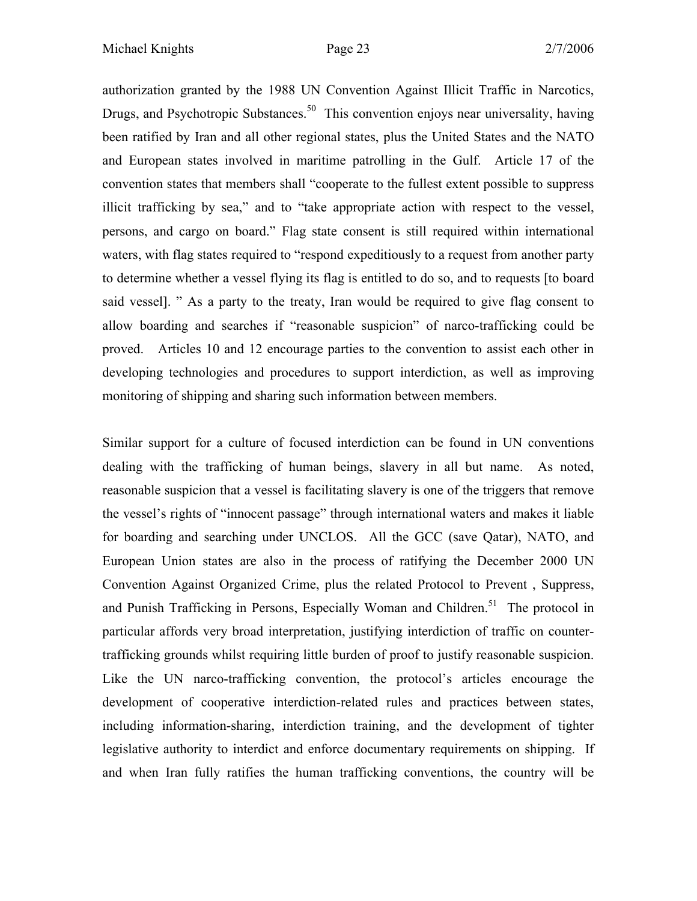authorization granted by the 1988 UN Convention Against Illicit Traffic in Narcotics, Drugs, and Psychotropic Substances.[50] This convention enjoys near universality, having been ratified by Iran and all other regional states, plus the United States and the NATO and European states involved in maritime patrolling in the Gulf. Article 17 of the convention states that members shall "cooperate to the fullest extent possible to suppress illicit trafficking by sea," and to "take appropriate action with respect to the vessel, persons, and cargo on board." Flag state consent is still required within international waters, with flag states required to "respond expeditiously to a request from another party to determine whether a vessel flying its flag is entitled to do so, and to requests [to board said vessel]. " As a party to the treaty, Iran would be required to give flag consent to allow boarding and searches if "reasonable suspicion" of narco-trafficking could be proved. Articles 10 and 12 encourage parties to the convention to assist each other in developing technologies and procedures to support interdiction, as well as improving monitoring of shipping and sharing such information between members.

Similar support for a culture of focused interdiction can be found in UN conventions dealing with the trafficking of human beings, slavery in all but name. As noted, reasonable suspicion that a vessel is facilitating slavery is one of the triggers that remove the vessel's rights of "innocent passage" through international waters and makes it liable for boarding and searching under UNCLOS. All the GCC (save Qatar), NATO, and European Union states are also in the process of ratifying the December 2000 UN Convention Against Organized Crime, plus the related Protocol to Prevent , Suppress, and Punish Trafficking in Persons, Especially Woman and Children.[51] The protocol in particular affords very broad interpretation, justifying interdiction of traffic on counter-trafficking grounds whilst requiring little burden of proof to justify reasonable suspicion. Like the UN narco-trafficking convention, the protocol's articles encourage the development of cooperative interdiction-related rules and practices between states, including information-sharing, interdiction training, and the development of tighter legislative authority to interdict and enforce documentary requirements on shipping. If and when Iran fully ratifies the human trafficking conventions, the country will be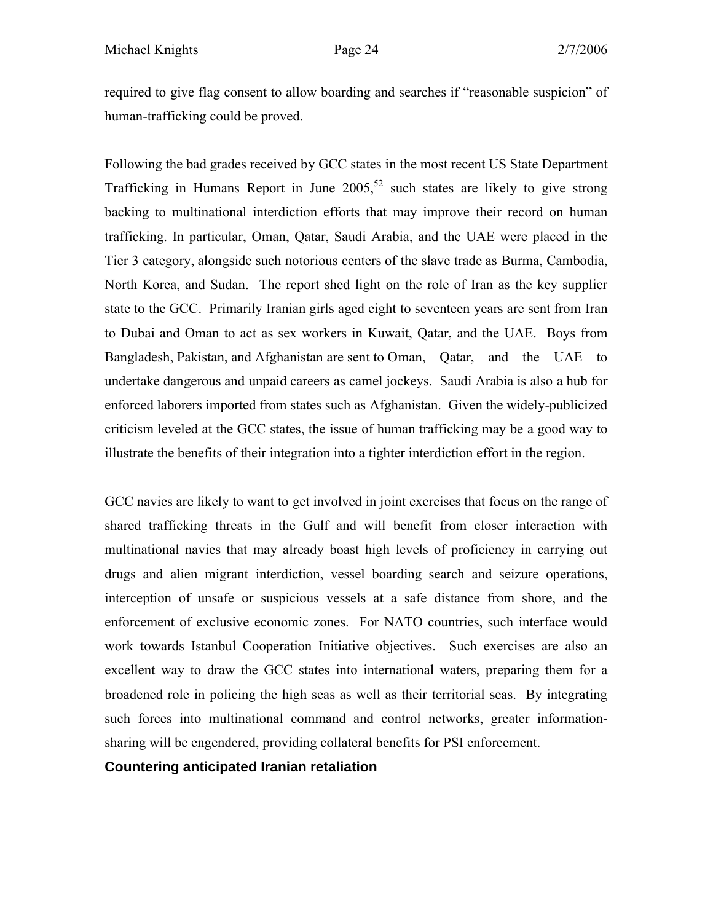required to give flag consent to allow boarding and searches if "reasonable suspicion" of human-trafficking could be proved.

Following the bad grades received by GCC states in the most recent US State Department Trafficking in Humans Report in June 2005,[52] such states are likely to give strong backing to multinational interdiction efforts that may improve their record on human trafficking. In particular, Oman, Qatar, Saudi Arabia, and the UAE were placed in the Tier 3 category, alongside such notorious centers of the slave trade as Burma, Cambodia, North Korea, and Sudan. The report shed light on the role of Iran as the key supplier state to the GCC. Primarily Iranian girls aged eight to seventeen years are sent from Iran to Dubai and Oman to act as sex workers in Kuwait, Qatar, and the UAE. Boys from Bangladesh, Pakistan, and Afghanistan are sent to Oman, Qatar, and the UAE to undertake dangerous and unpaid careers as camel jockeys. Saudi Arabia is also a hub for enforced laborers imported from states such as Afghanistan. Given the widely-publicized criticism leveled at the GCC states, the issue of human trafficking may be a good way to illustrate the benefits of their integration into a tighter interdiction effort in the region.

GCC navies are likely to want to get involved in joint exercises that focus on the range of shared trafficking threats in the Gulf and will benefit from closer interaction with multinational navies that may already boast high levels of proficiency in carrying out drugs and alien migrant interdiction, vessel boarding search and seizure operations, interception of unsafe or suspicious vessels at a safe distance from shore, and the enforcement of exclusive economic zones. For NATO countries, such interface would work towards Istanbul Cooperation Initiative objectives. Such exercises are also an excellent way to draw the GCC states into international waters, preparing them for a broadened role in policing the high seas as well as their territorial seas. By integrating such forces into multinational command and control networks, greater information-sharing will be engendered, providing collateral benefits for PSI enforcement.

## Countering anticipated Iranian retaliation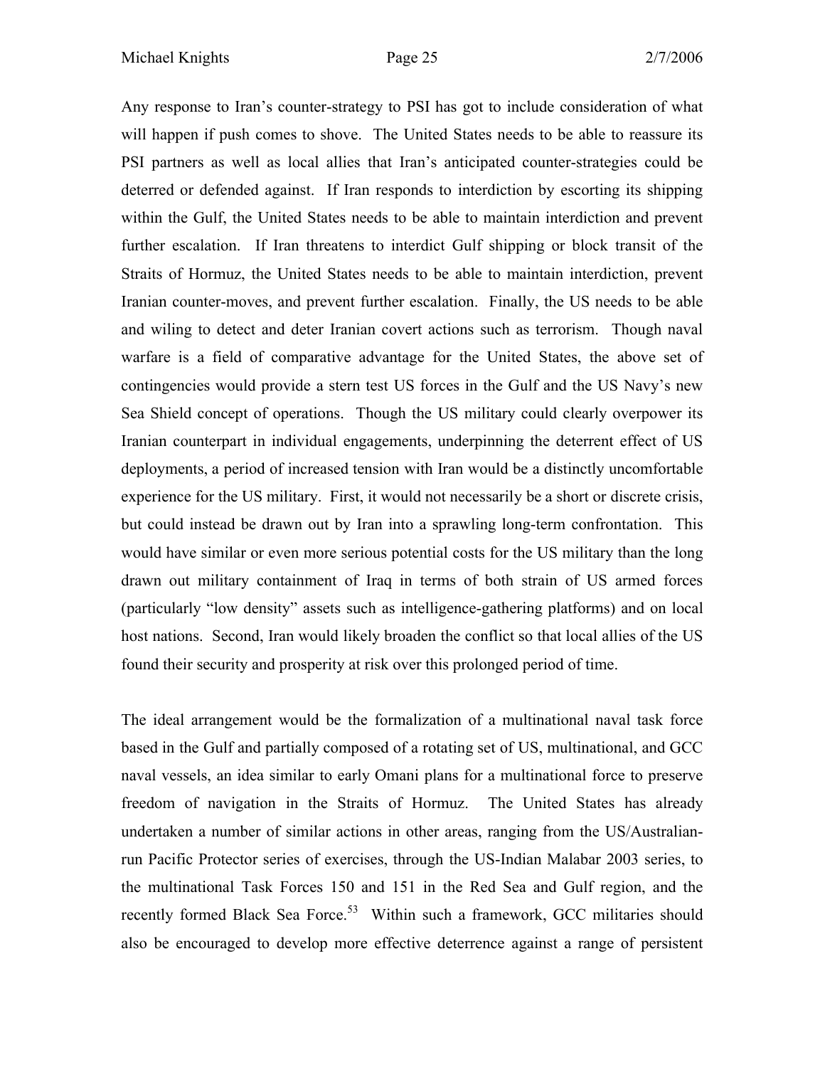Any response to Iran's counter-strategy to PSI has got to include consideration of what will happen if push comes to shove. The United States needs to be able to reassure its PSI partners as well as local allies that Iran's anticipated counter-strategies could be deterred or defended against. If Iran responds to interdiction by escorting its shipping within the Gulf, the United States needs to be able to maintain interdiction and prevent further escalation. If Iran threatens to interdict Gulf shipping or block transit of the Straits of Hormuz, the United States needs to be able to maintain interdiction, prevent Iranian counter-moves, and prevent further escalation. Finally, the US needs to be able and wiling to detect and deter Iranian covert actions such as terrorism. Though naval warfare is a field of comparative advantage for the United States, the above set of contingencies would provide a stern test US forces in the Gulf and the US Navy's new Sea Shield concept of operations. Though the US military could clearly overpower its Iranian counterpart in individual engagements, underpinning the deterrent effect of US deployments, a period of increased tension with Iran would be a distinctly uncomfortable experience for the US military. First, it would not necessarily be a short or discrete crisis, but could instead be drawn out by Iran into a sprawling long-term confrontation. This would have similar or even more serious potential costs for the US military than the long drawn out military containment of Iraq in terms of both strain of US armed forces (particularly "low density" assets such as intelligence-gathering platforms) and on local host nations. Second, Iran would likely broaden the conflict so that local allies of the US found their security and prosperity at risk over this prolonged period of time.

The ideal arrangement would be the formalization of a multinational naval task force based in the Gulf and partially composed of a rotating set of US, multinational, and GCC naval vessels, an idea similar to early Omani plans for a multinational force to preserve freedom of navigation in the Straits of Hormuz. The United States has already undertaken a number of similar actions in other areas, ranging from the US/Australian-run Pacific Protector series of exercises, through the US-Indian Malabar 2003 series, to the multinational Task Forces 150 and 151 in the Red Sea and Gulf region, and the recently formed Black Sea Force.[53] Within such a framework, GCC militaries should also be encouraged to develop more effective deterrence against a range of persistent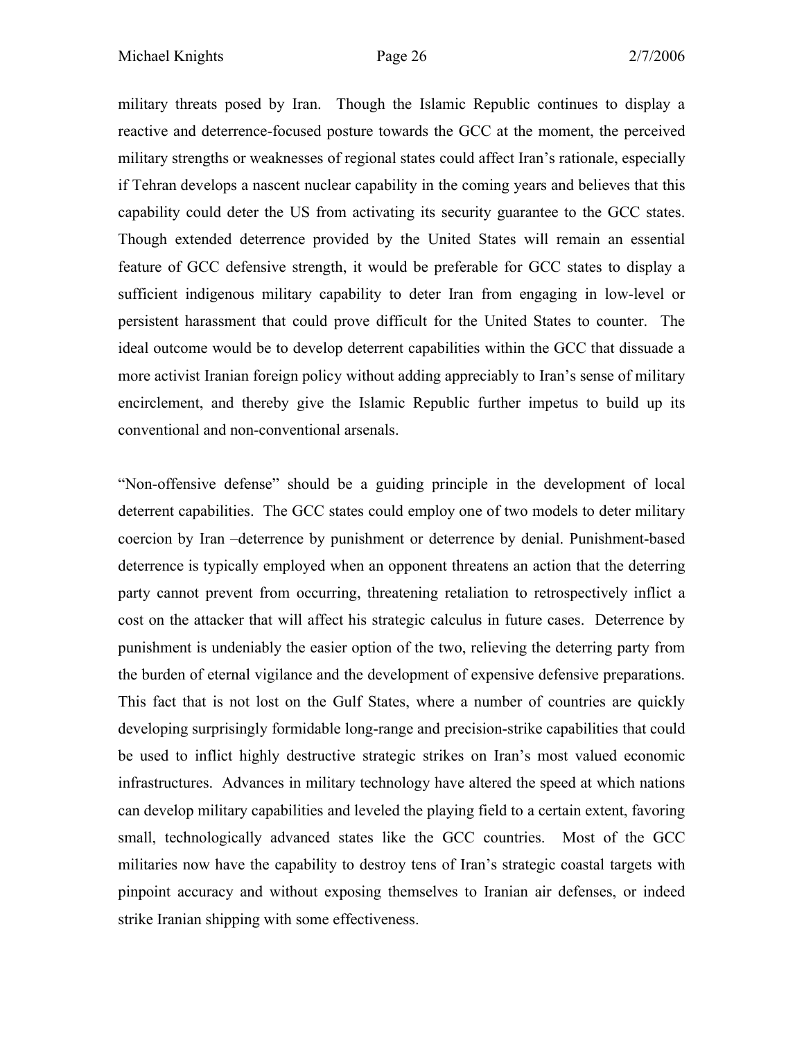military threats posed by Iran. Though the Islamic Republic continues to display a reactive and deterrence-focused posture towards the GCC at the moment, the perceived military strengths or weaknesses of regional states could affect Iran's rationale, especially if Tehran develops a nascent nuclear capability in the coming years and believes that this capability could deter the US from activating its security guarantee to the GCC states. Though extended deterrence provided by the United States will remain an essential feature of GCC defensive strength, it would be preferable for GCC states to display a sufficient indigenous military capability to deter Iran from engaging in low-level or persistent harassment that could prove difficult for the United States to counter. The ideal outcome would be to develop deterrent capabilities within the GCC that dissuade a more activist Iranian foreign policy without adding appreciably to Iran's sense of military encirclement, and thereby give the Islamic Republic further impetus to build up its conventional and non-conventional arsenals.

"Non-offensive defense" should be a guiding principle in the development of local deterrent capabilities. The GCC states could employ one of two models to deter military coercion by Iran –deterrence by punishment or deterrence by denial. Punishment-based deterrence is typically employed when an opponent threatens an action that the deterring party cannot prevent from occurring, threatening retaliation to retrospectively inflict a cost on the attacker that will affect his strategic calculus in future cases. Deterrence by punishment is undeniably the easier option of the two, relieving the deterring party from the burden of eternal vigilance and the development of expensive defensive preparations. This fact that is not lost on the Gulf States, where a number of countries are quickly developing surprisingly formidable long-range and precision-strike capabilities that could be used to inflict highly destructive strategic strikes on Iran's most valued economic infrastructures. Advances in military technology have altered the speed at which nations can develop military capabilities and leveled the playing field to a certain extent, favoring small, technologically advanced states like the GCC countries. Most of the GCC militaries now have the capability to destroy tens of Iran's strategic coastal targets with pinpoint accuracy and without exposing themselves to Iranian air defenses, or indeed strike Iranian shipping with some effectiveness.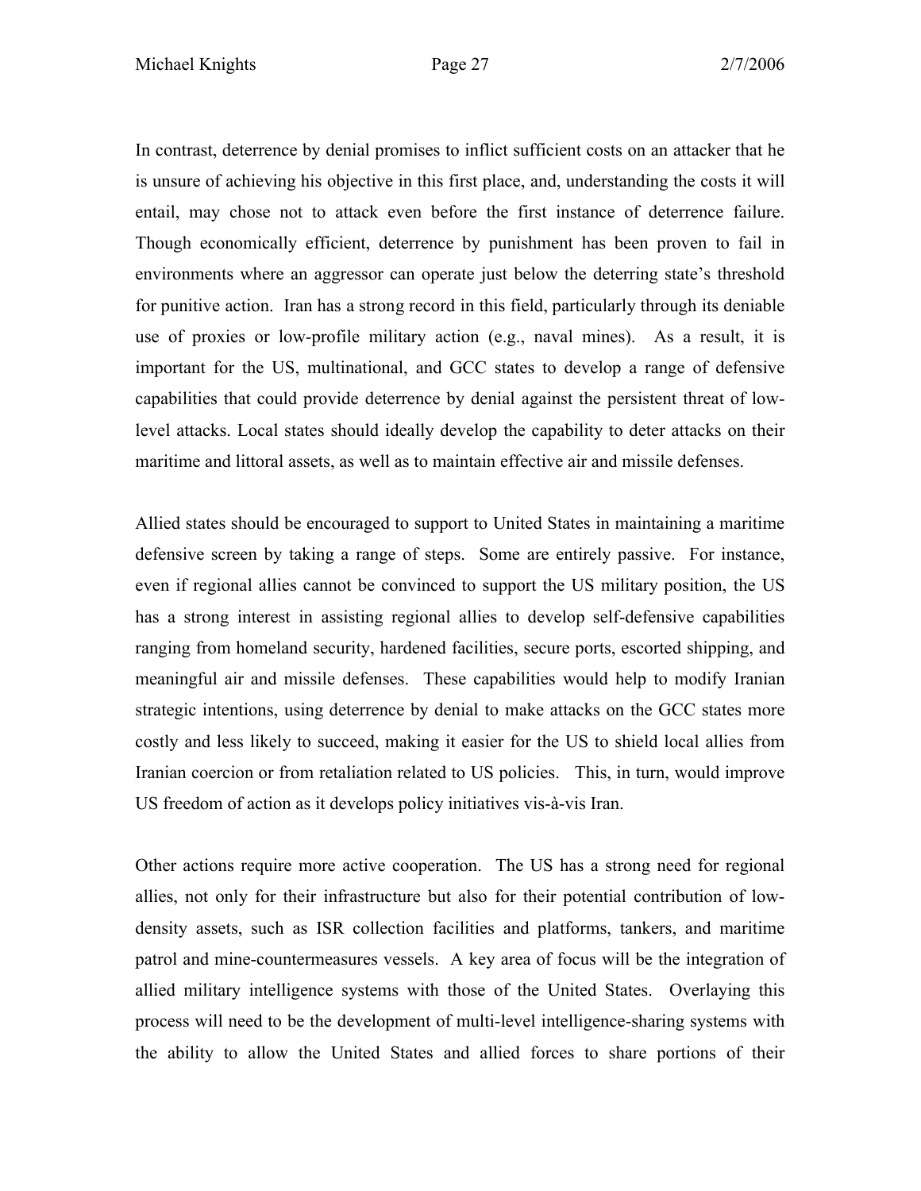In contrast, deterrence by denial promises to inflict sufficient costs on an attacker that he is unsure of achieving his objective in this first place, and, understanding the costs it will entail, may chose not to attack even before the first instance of deterrence failure. Though economically efficient, deterrence by punishment has been proven to fail in environments where an aggressor can operate just below the deterring state's threshold for punitive action. Iran has a strong record in this field, particularly through its deniable use of proxies or low-profile military action (e.g., naval mines). As a result, it is important for the US, multinational, and GCC states to develop a range of defensive capabilities that could provide deterrence by denial against the persistent threat of low-level attacks. Local states should ideally develop the capability to deter attacks on their maritime and littoral assets, as well as to maintain effective air and missile defenses.

Allied states should be encouraged to support to United States in maintaining a maritime defensive screen by taking a range of steps. Some are entirely passive. For instance, even if regional allies cannot be convinced to support the US military position, the US has a strong interest in assisting regional allies to develop self-defensive capabilities ranging from homeland security, hardened facilities, secure ports, escorted shipping, and meaningful air and missile defenses. These capabilities would help to modify Iranian strategic intentions, using deterrence by denial to make attacks on the GCC states more costly and less likely to succeed, making it easier for the US to shield local allies from Iranian coercion or from retaliation related to US policies. This, in turn, would improve US freedom of action as it develops policy initiatives vis-à-vis Iran.

Other actions require more active cooperation. The US has a strong need for regional allies, not only for their infrastructure but also for their potential contribution of low-density assets, such as ISR collection facilities and platforms, tankers, and maritime patrol and mine-countermeasures vessels. A key area of focus will be the integration of allied military intelligence systems with those of the United States. Overlaying this process will need to be the development of multi-level intelligence-sharing systems with the ability to allow the United States and allied forces to share portions of their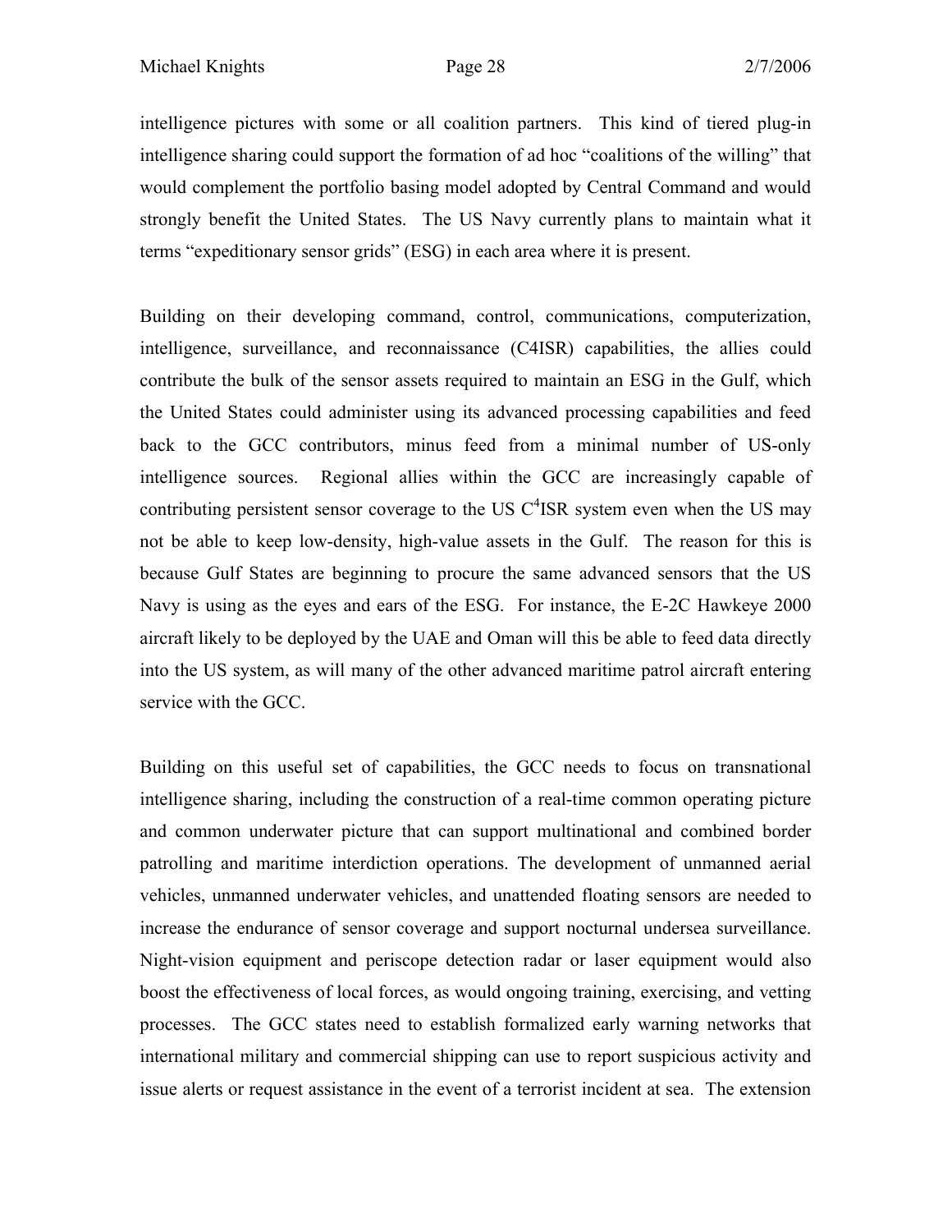intelligence pictures with some or all coalition partners. This kind of tiered plug-in intelligence sharing could support the formation of ad hoc "coalitions of the willing" that would complement the portfolio basing model adopted by Central Command and would strongly benefit the United States. The US Navy currently plans to maintain what it terms "expeditionary sensor grids" (ESG) in each area where it is present.

Building on their developing command, control, communications, computerization, intelligence, surveillance, and reconnaissance (C4ISR) capabilities, the allies could contribute the bulk of the sensor assets required to maintain an ESG in the Gulf, which the United States could administer using its advanced processing capabilities and feed back to the GCC contributors, minus feed from a minimal number of US-only intelligence sources. Regional allies within the GCC are increasingly capable of contributing persistent sensor coverage to the US $C^4$ISR system even when the US may not be able to keep low-density, high-value assets in the Gulf. The reason for this is because Gulf States are beginning to procure the same advanced sensors that the US Navy is using as the eyes and ears of the ESG. For instance, the E-2C Hawkeye 2000 aircraft likely to be deployed by the UAE and Oman will this be able to feed data directly into the US system, as will many of the other advanced maritime patrol aircraft entering service with the GCC.

Building on this useful set of capabilities, the GCC needs to focus on transnational intelligence sharing, including the construction of a real-time common operating picture and common underwater picture that can support multinational and combined border patrolling and maritime interdiction operations. The development of unmanned aerial vehicles, unmanned underwater vehicles, and unattended floating sensors are needed to increase the endurance of sensor coverage and support nocturnal undersea surveillance. Night-vision equipment and periscope detection radar or laser equipment would also boost the effectiveness of local forces, as would ongoing training, exercising, and vetting processes. The GCC states need to establish formalized early warning networks that international military and commercial shipping can use to report suspicious activity and issue alerts or request assistance in the event of a terrorist incident at sea. The extension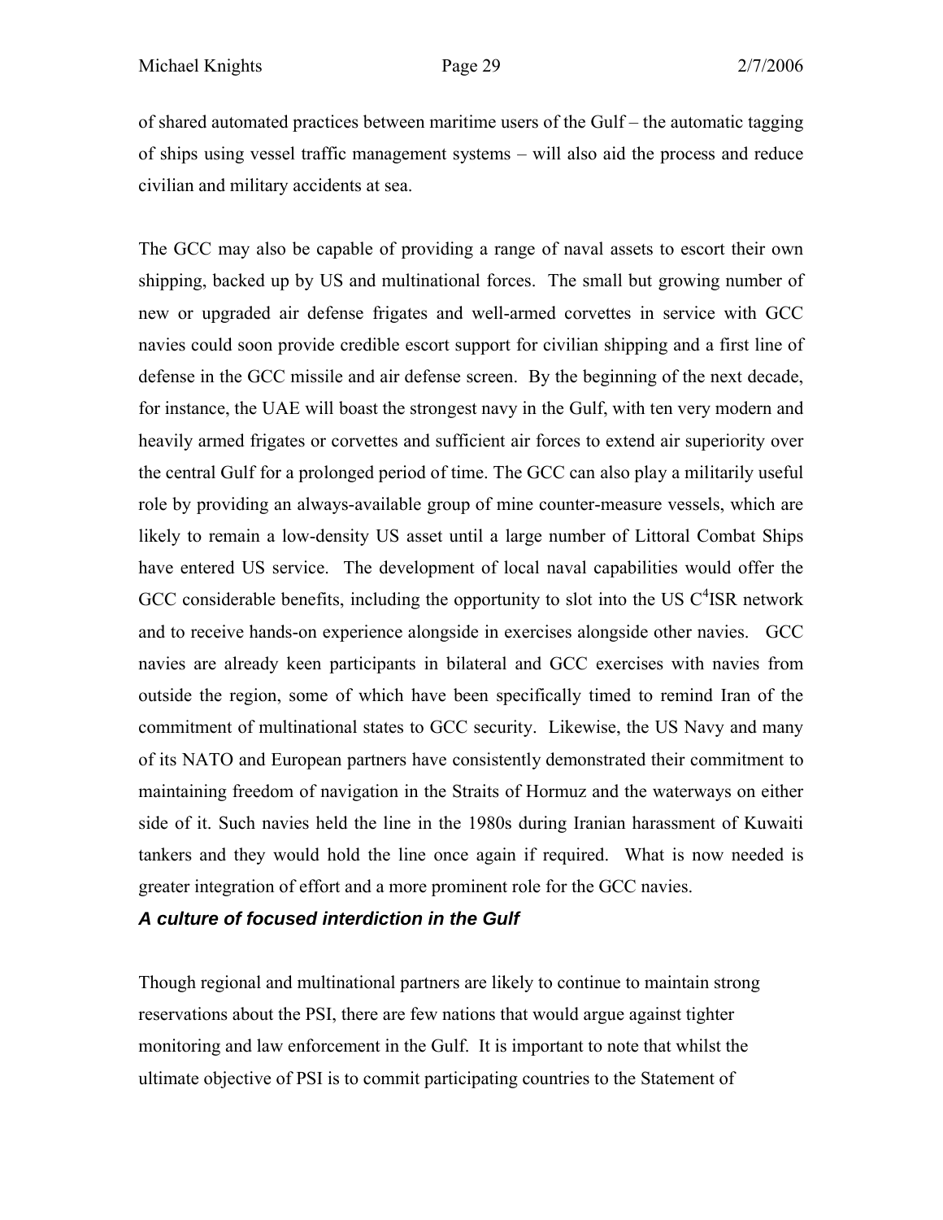of shared automated practices between maritime users of the Gulf – the automatic tagging of ships using vessel traffic management systems – will also aid the process and reduce civilian and military accidents at sea.

The GCC may also be capable of providing a range of naval assets to escort their own shipping, backed up by US and multinational forces. The small but growing number of new or upgraded air defense frigates and well-armed corvettes in service with GCC navies could soon provide credible escort support for civilian shipping and a first line of defense in the GCC missile and air defense screen. By the beginning of the next decade, for instance, the UAE will boast the strongest navy in the Gulf, with ten very modern and heavily armed frigates or corvettes and sufficient air forces to extend air superiority over the central Gulf for a prolonged period of time. The GCC can also play a militarily useful role by providing an always-available group of mine counter-measure vessels, which are likely to remain a low-density US asset until a large number of Littoral Combat Ships have entered US service. The development of local naval capabilities would offer the GCC considerable benefits, including the opportunity to slot into the US $C^4$ISR network and to receive hands-on experience alongside in exercises alongside other navies. GCC navies are already keen participants in bilateral and GCC exercises with navies from outside the region, some of which have been specifically timed to remind Iran of the commitment of multinational states to GCC security. Likewise, the US Navy and many of its NATO and European partners have consistently demonstrated their commitment to maintaining freedom of navigation in the Straits of Hormuz and the waterways on either side of it. Such navies held the line in the 1980s during Iranian harassment of Kuwaiti tankers and they would hold the line once again if required. What is now needed is greater integration of effort and a more prominent role for the GCC navies.

### *A culture of focused interdiction in the Gulf*

Though regional and multinational partners are likely to continue to maintain strong reservations about the PSI, there are few nations that would argue against tighter monitoring and law enforcement in the Gulf. It is important to note that whilst the ultimate objective of PSI is to commit participating countries to the Statement of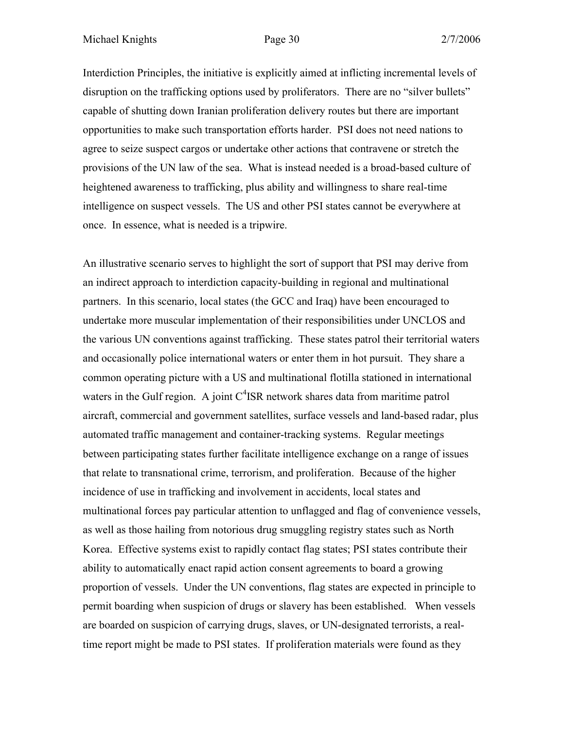Interdiction Principles, the initiative is explicitly aimed at inflicting incremental levels of disruption on the trafficking options used by proliferators. There are no “silver bullets” capable of shutting down Iranian proliferation delivery routes but there are important opportunities to make such transportation efforts harder. PSI does not need nations to agree to seize suspect cargos or undertake other actions that contravene or stretch the provisions of the UN law of the sea. What is instead needed is a broad-based culture of heightened awareness to trafficking, plus ability and willingness to share real-time intelligence on suspect vessels. The US and other PSI states cannot be everywhere at once. In essence, what is needed is a tripwire.

An illustrative scenario serves to highlight the sort of support that PSI may derive from an indirect approach to interdiction capacity-building in regional and multinational partners. In this scenario, local states (the GCC and Iraq) have been encouraged to undertake more muscular implementation of their responsibilities under UNCLOS and the various UN conventions against trafficking. These states patrol their territorial waters and occasionally police international waters or enter them in hot pursuit. They share a common operating picture with a US and multinational flotilla stationed in international waters in the Gulf region. A joint $C^4$ISR network shares data from maritime patrol aircraft, commercial and government satellites, surface vessels and land-based radar, plus automated traffic management and container-tracking systems. Regular meetings between participating states further facilitate intelligence exchange on a range of issues that relate to transnational crime, terrorism, and proliferation. Because of the higher incidence of use in trafficking and involvement in accidents, local states and multinational forces pay particular attention to unflagged and flag of convenience vessels, as well as those hailing from notorious drug smuggling registry states such as North Korea. Effective systems exist to rapidly contact flag states; PSI states contribute their ability to automatically enact rapid action consent agreements to board a growing proportion of vessels. Under the UN conventions, flag states are expected in principle to permit boarding when suspicion of drugs or slavery has been established. When vessels are boarded on suspicion of carrying drugs, slaves, or UN-designated terrorists, a real-time report might be made to PSI states. If proliferation materials were found as they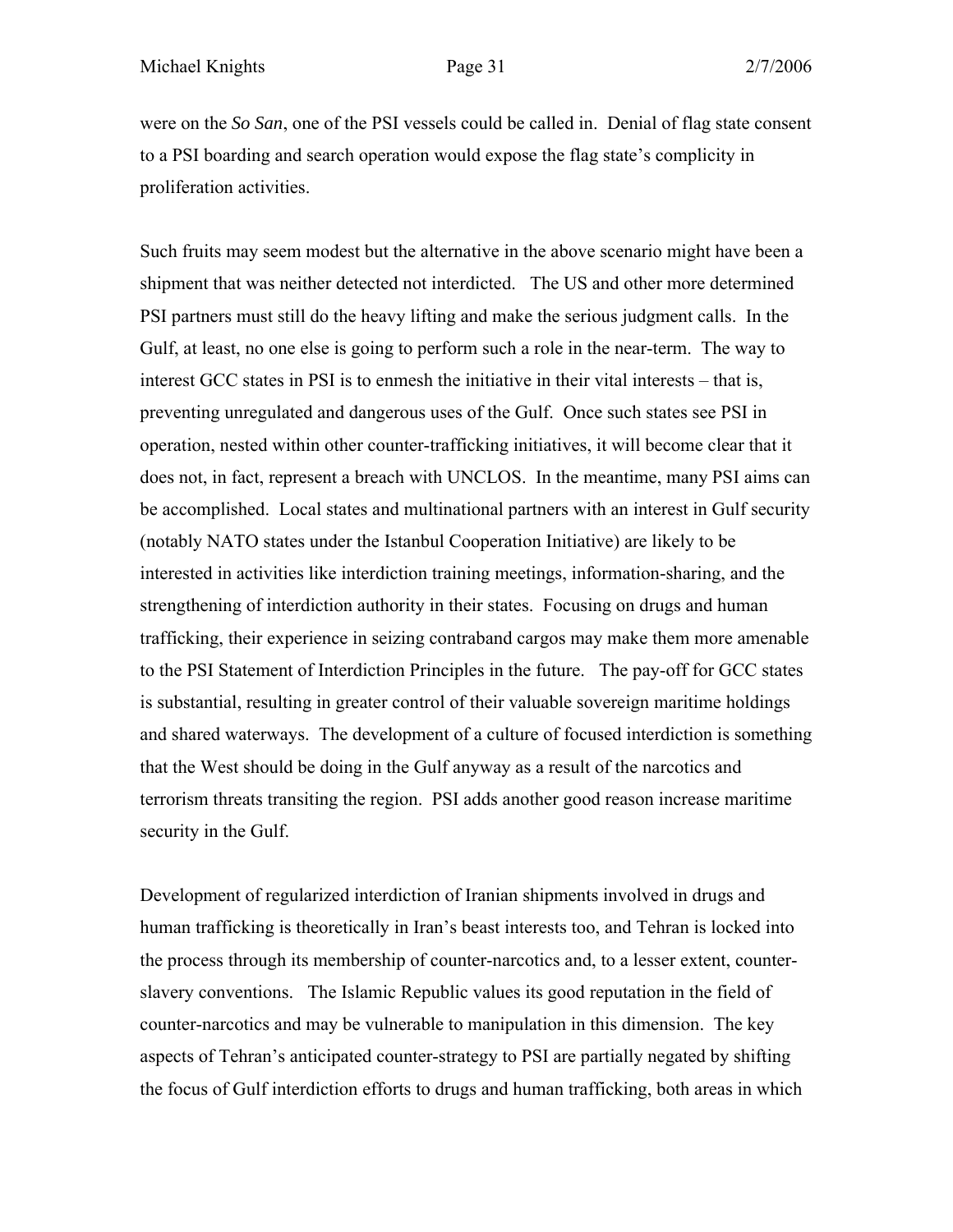were on the *So San*, one of the PSI vessels could be called in. Denial of flag state consent to a PSI boarding and search operation would expose the flag state's complicity in proliferation activities.

Such fruits may seem modest but the alternative in the above scenario might have been a shipment that was neither detected not interdicted. The US and other more determined PSI partners must still do the heavy lifting and make the serious judgment calls. In the Gulf, at least, no one else is going to perform such a role in the near-term. The way to interest GCC states in PSI is to enmesh the initiative in their vital interests – that is, preventing unregulated and dangerous uses of the Gulf. Once such states see PSI in operation, nested within other counter-trafficking initiatives, it will become clear that it does not, in fact, represent a breach with UNCLOS. In the meantime, many PSI aims can be accomplished. Local states and multinational partners with an interest in Gulf security (notably NATO states under the Istanbul Cooperation Initiative) are likely to be interested in activities like interdiction training meetings, information-sharing, and the strengthening of interdiction authority in their states. Focusing on drugs and human trafficking, their experience in seizing contraband cargos may make them more amenable to the PSI Statement of Interdiction Principles in the future. The pay-off for GCC states is substantial, resulting in greater control of their valuable sovereign maritime holdings and shared waterways. The development of a culture of focused interdiction is something that the West should be doing in the Gulf anyway as a result of the narcotics and terrorism threats transiting the region. PSI adds another good reason increase maritime security in the Gulf.

Development of regularized interdiction of Iranian shipments involved in drugs and human trafficking is theoretically in Iran's beast interests too, and Tehran is locked into the process through its membership of counter-narcotics and, to a lesser extent, counter-slavery conventions. The Islamic Republic values its good reputation in the field of counter-narcotics and may be vulnerable to manipulation in this dimension. The key aspects of Tehran's anticipated counter-strategy to PSI are partially negated by shifting the focus of Gulf interdiction efforts to drugs and human trafficking, both areas in which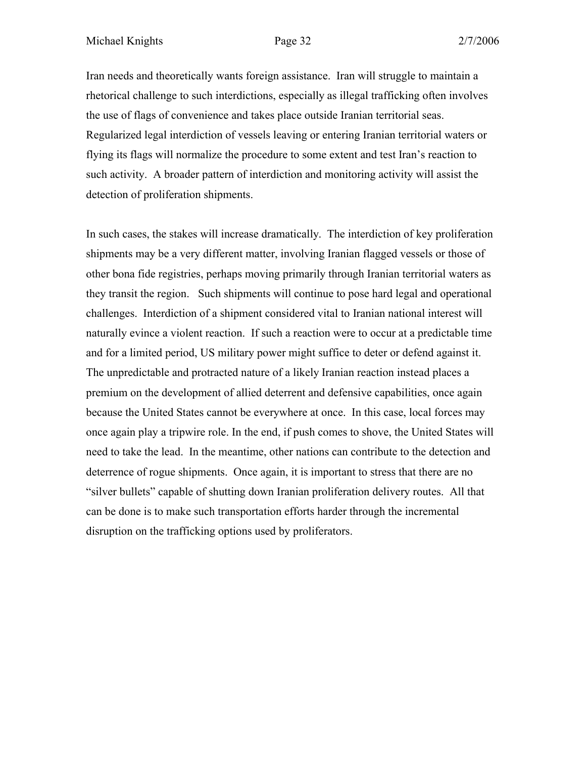Iran needs and theoretically wants foreign assistance. Iran will struggle to maintain a rhetorical challenge to such interdictions, especially as illegal trafficking often involves the use of flags of convenience and takes place outside Iranian territorial seas. Regularized legal interdiction of vessels leaving or entering Iranian territorial waters or flying its flags will normalize the procedure to some extent and test Iran's reaction to such activity. A broader pattern of interdiction and monitoring activity will assist the detection of proliferation shipments.

In such cases, the stakes will increase dramatically. The interdiction of key proliferation shipments may be a very different matter, involving Iranian flagged vessels or those of other bona fide registries, perhaps moving primarily through Iranian territorial waters as they transit the region. Such shipments will continue to pose hard legal and operational challenges. Interdiction of a shipment considered vital to Iranian national interest will naturally evince a violent reaction. If such a reaction were to occur at a predictable time and for a limited period, US military power might suffice to deter or defend against it. The unpredictable and protracted nature of a likely Iranian reaction instead places a premium on the development of allied deterrent and defensive capabilities, once again because the United States cannot be everywhere at once. In this case, local forces may once again play a tripwire role. In the end, if push comes to shove, the United States will need to take the lead. In the meantime, other nations can contribute to the detection and deterrence of rogue shipments. Once again, it is important to stress that there are no "silver bullets" capable of shutting down Iranian proliferation delivery routes. All that can be done is to make such transportation efforts harder through the incremental disruption on the trafficking options used by proliferators.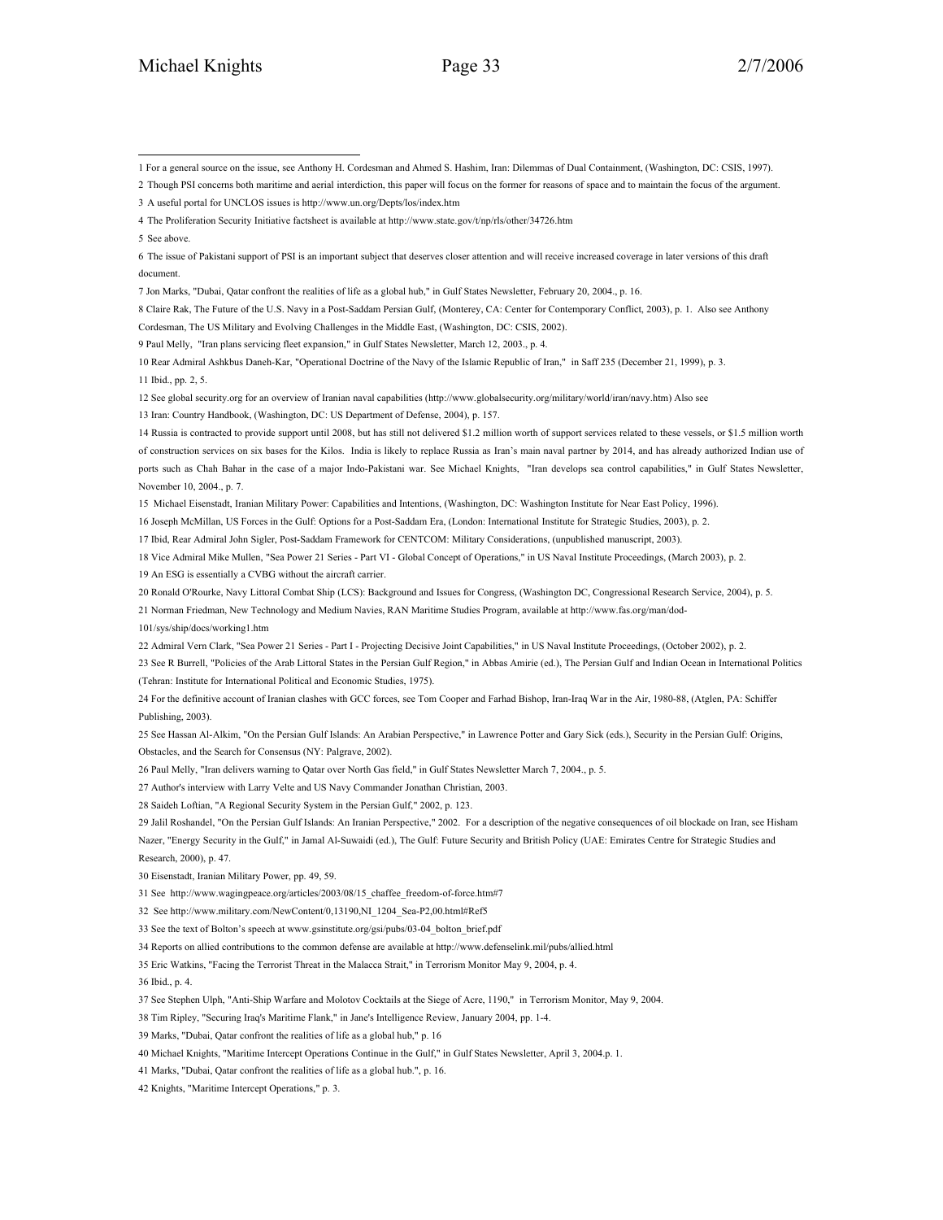1 For a general source on the issue, see Anthony H. Cordesman and Ahmed S. Hashim, Iran: Dilemmas of Dual Containment, (Washington, DC: CSIS, 1997).

2 Though PSI concerns both maritime and aerial interdiction, this paper will focus on the former for reasons of space and to maintain the focus of the argument.

3 A useful portal for UNCLOS issues is http://www.un.org/Depts/los/index.htm

4 The Proliferation Security Initiative factsheet is available at http://www.state.gov/t/np/rls/other/34726.htm

5 See above.

6 The issue of Pakistani support of PSI is an important subject that deserves closer attention and will receive increased coverage in later versions of this draft document.

7 Jon Marks, "Dubai, Qatar confront the realities of life as a global hub," in Gulf States Newsletter, February 20, 2004., p. 16.

8 Claire Rak, The Future of the U.S. Navy in a Post-Saddam Persian Gulf, (Monterey, CA: Center for Contemporary Conflict, 2003), p. 1. Also see Anthony Cordesman, The US Military and Evolving Challenges in the Middle East, (Washington, DC: CSIS, 2002).

9 Paul Melly, "Iran plans servicing fleet expansion," in Gulf States Newsletter, March 12, 2003., p. 4.

10 Rear Admiral Ashkbus Daneh-Kar, "Operational Doctrine of the Navy of the Islamic Republic of Iran," in Saff 235 (December 21, 1999), p. 3.

11 Ibid., pp. 2, 5.

12 See global security.org for an overview of Iranian naval capabilities (http://www.globalsecurity.org/military/world/iran/navy.htm) Also see

13 Iran: Country Handbook, (Washington, DC: US Department of Defense, 2004), p. 157.

14 Russia is contracted to provide support until 2008, but has still not delivered $1.2 million worth of support services related to these vessels, or $1.5 million worth of construction services on six bases for the Kilos. India is likely to replace Russia as Iran's main naval partner by 2014, and has already authorized Indian use of ports such as Chah Bahar in the case of a major Indo-Pakistani war. See Michael Knights, "Iran develops sea control capabilities," in Gulf States Newsletter, November 10, 2004., p. 7.

15 Michael Eisenstadt, Iranian Military Power: Capabilities and Intentions, (Washington, DC: Washington Institute for Near East Policy, 1996).

16 Joseph McMillan, US Forces in the Gulf: Options for a Post-Saddam Era, (London: International Institute for Strategic Studies, 2003), p. 2.

17 Ibid, Rear Admiral John Sigler, Post-Saddam Framework for CENTCOM: Military Considerations, (unpublished manuscript, 2003).

18 Vice Admiral Mike Mullen, "Sea Power 21 Series - Part VI - Global Concept of Operations," in US Naval Institute Proceedings, (March 2003), p. 2.

19 An ESG is essentially a CVBG without the aircraft carrier.

20 Ronald O'Rourke, Navy Littoral Combat Ship (LCS): Background and Issues for Congress, (Washington DC, Congressional Research Service, 2004), p. 5.

21 Norman Friedman, New Technology and Medium Navies, RAN Maritime Studies Program, available at http://www.fas.org/man/dod-101/sys/ship/docs/working1.htm

22 Admiral Vern Clark, "Sea Power 21 Series - Part I - Projecting Decisive Joint Capabilities," in US Naval Institute Proceedings, (October 2002), p. 2.

23 See R Burrell, "Policies of the Arab Littoral States in the Persian Gulf Region," in Abbas Amirie (ed.), The Persian Gulf and Indian Ocean in International Politics (Tehran: Institute for International Political and Economic Studies, 1975).

24 For the definitive account of Iranian clashes with GCC forces, see Tom Cooper and Farhad Bishop, Iran-Iraq War in the Air, 1980-88, (Atglen, PA: Schiffer Publishing, 2003).

25 See Hassan Al-Alkim, "On the Persian Gulf Islands: An Arabian Perspective," in Lawrence Potter and Gary Sick (eds.), Security in the Persian Gulf: Origins, Obstacles, and the Search for Consensus (NY: Palgrave, 2002).

26 Paul Melly, "Iran delivers warning to Qatar over North Gas field," in Gulf States Newsletter March 7, 2004., p. 5.

27 Author's interview with Larry Velte and US Navy Commander Jonathan Christian, 2003.

28 Saideh Loftian, "A Regional Security System in the Persian Gulf," 2002, p. 123.

29 Jalil Roshandel, "On the Persian Gulf Islands: An Iranian Perspective," 2002. For a description of the negative consequences of oil blockade on Iran, see Hisham Nazer, "Energy Security in the Gulf," in Jamal Al-Suwaidi (ed.), The Gulf: Future Security and British Policy (UAE: Emirates Centre for Strategic Studies and Research, 2000), p. 47.

30 Eisenstadt, Iranian Military Power, pp. 49, 59.

31 See http://www.wagingpeace.org/articles/2003/08/15_chaffee_freedom-of-force.htm#7

32 See http://www.military.com/NewContent/0,13190,NI_1204_Sea-P2,00.html#Ref5

33 See the text of Bolton's speech at www.gsinstitute.org/gsi/pubs/03-04_bolton_brief.pdf

34 Reports on allied contributions to the common defense are available at http://www.defenselink.mil/pubs/allied.html

35 Eric Watkins, "Facing the Terrorist Threat in the Malacca Strait," in Terrorism Monitor May 9, 2004, p. 4.

36 Ibid., p. 4.

37 See Stephen Ulph, "Anti-Ship Warfare and Molotov Cocktails at the Siege of Acre, 1190," in Terrorism Monitor, May 9, 2004.

38 Tim Ripley, "Securing Iraq's Maritime Flank," in Jane's Intelligence Review, January 2004, pp. 1-4.

39 Marks, "Dubai, Qatar confront the realities of life as a global hub," p. 16

40 Michael Knights, "Maritime Intercept Operations Continue in the Gulf," in Gulf States Newsletter, April 3, 2004.p. 1.

41 Marks, "Dubai, Qatar confront the realities of life as a global hub.", p. 16.

42 Knights, "Maritime Intercept Operations," p. 3.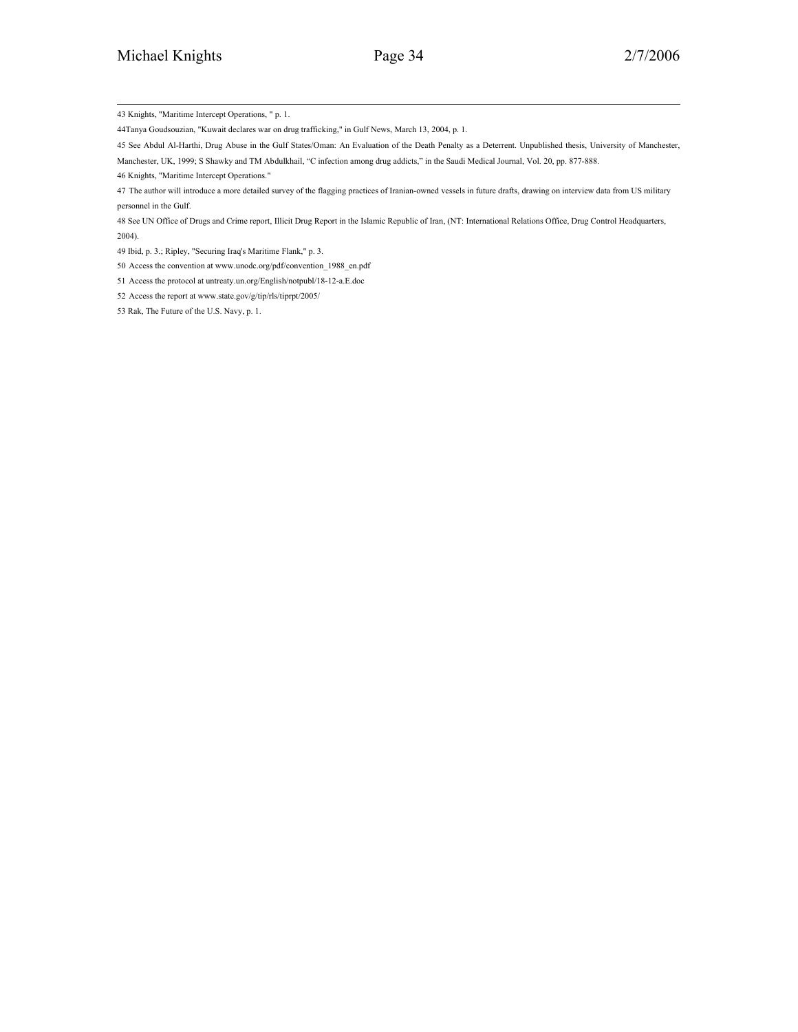43 Knights, "Maritime Intercept Operations, " p. 1.

44Tanya Goudsouzian, "Kuwait declares war on drug trafficking," in Gulf News, March 13, 2004, p. 1.

45 See Abdul Al-Harthi, Drug Abuse in the Gulf States/Oman: An Evaluation of the Death Penalty as a Deterrent. Unpublished thesis, University of Manchester, Manchester, UK, 1999; S Shawky and TM Abdulkhail, "C infection among drug addicts," in the Saudi Medical Journal, Vol. 20, pp. 877-888.

46 Knights, "Maritime Intercept Operations."

47 The author will introduce a more detailed survey of the flagging practices of Iranian-owned vessels in future drafts, drawing on interview data from US military personnel in the Gulf.

48 See UN Office of Drugs and Crime report, Illicit Drug Report in the Islamic Republic of Iran, (NT: International Relations Office, Drug Control Headquarters, 2004).

49 Ibid, p. 3.; Ripley, "Securing Iraq's Maritime Flank," p. 3.

50 Access the convention at www.unodc.org/pdf/convention_1988_en.pdf

51 Access the protocol at untreaty.un.org/English/notpubl/18-12-a.E.doc

52 Access the report at www.state.gov/g/tip/rls/tiprpt/2005/

53 Rak, The Future of the U.S. Navy, p. 1.